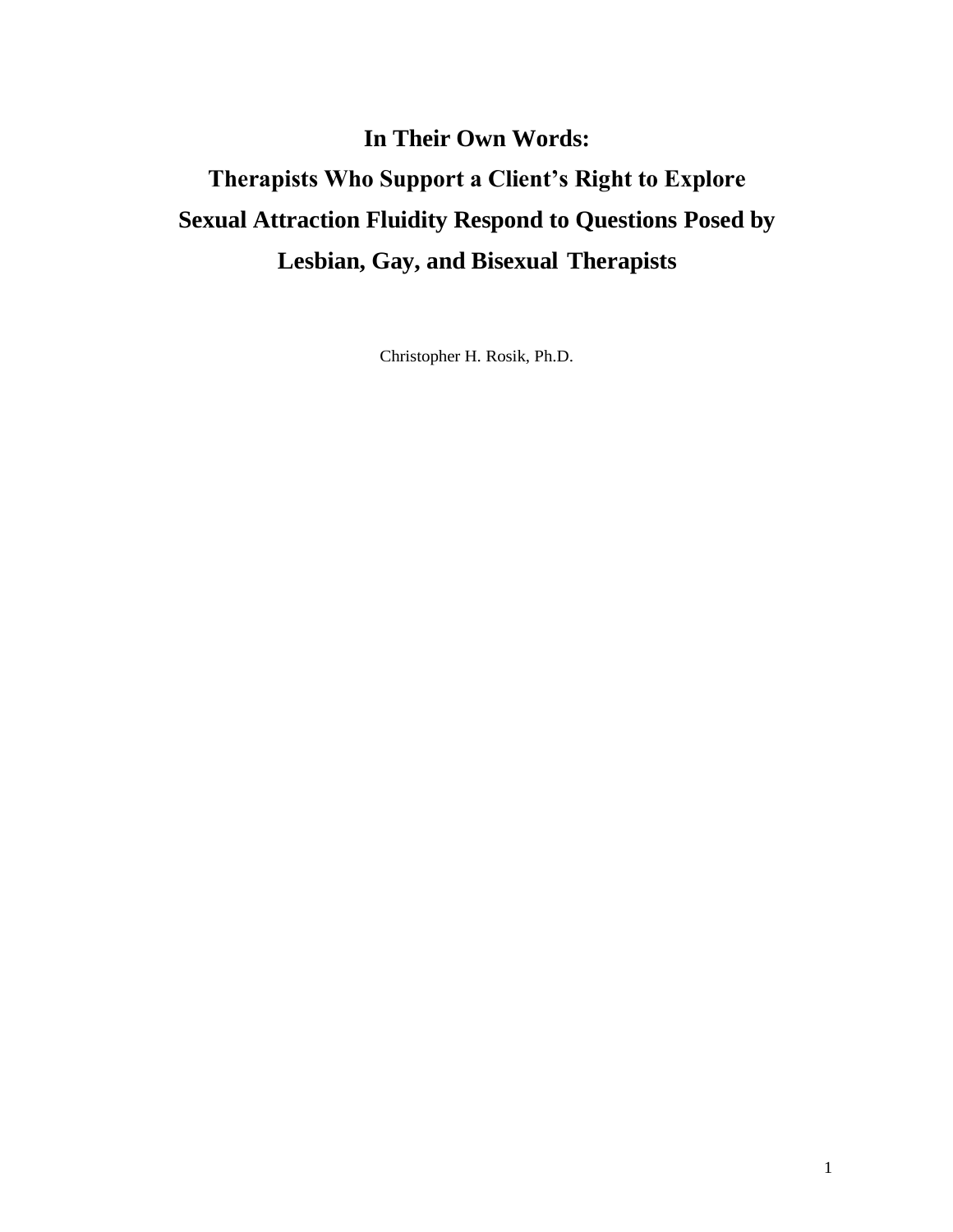# In Their Own Words:
# Therapists Who Support a Client's Right to Explore Sexual Attraction Fluidity Respond to Questions Posed by Lesbian, Gay, and Bisexual Therapists

Christopher H. Rosik, Ph.D.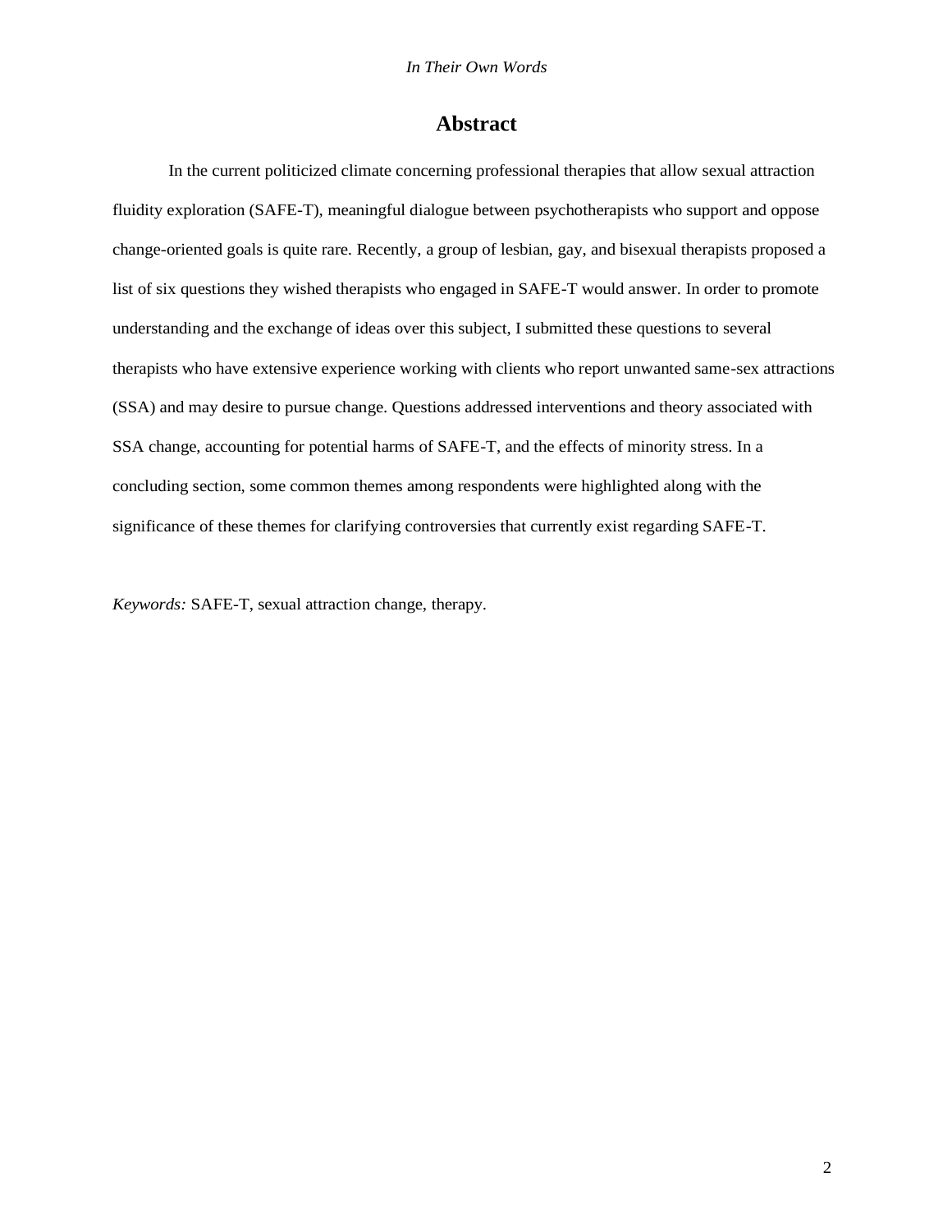# Abstract

In the current politicized climate concerning professional therapies that allow sexual attraction fluidity exploration (SAFE-T), meaningful dialogue between psychotherapists who support and oppose change-oriented goals is quite rare. Recently, a group of lesbian, gay, and bisexual therapists proposed a list of six questions they wished therapists who engaged in SAFE-T would answer. In order to promote understanding and the exchange of ideas over this subject, I submitted these questions to several therapists who have extensive experience working with clients who report unwanted same-sex attractions (SSA) and may desire to pursue change. Questions addressed interventions and theory associated with SSA change, accounting for potential harms of SAFE-T, and the effects of minority stress. In a concluding section, some common themes among respondents were highlighted along with the significance of these themes for clarifying controversies that currently exist regarding SAFE-T.

*Keywords:* SAFE-T, sexual attraction change, therapy.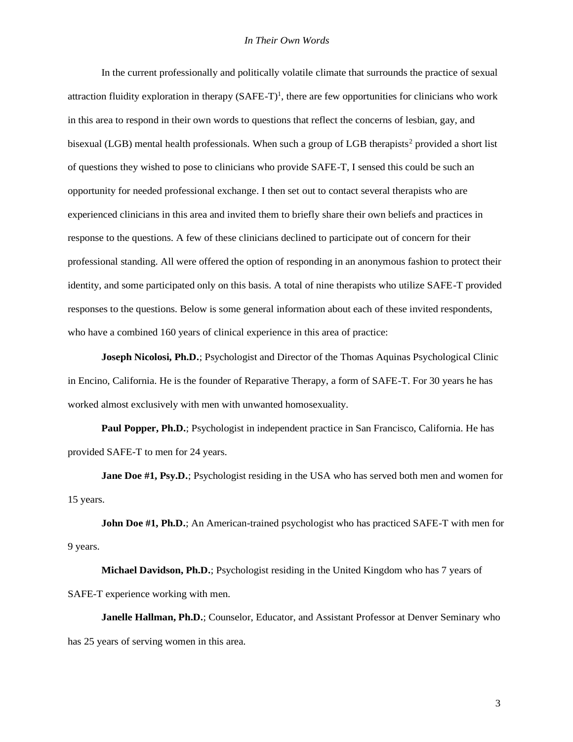In the current professionally and politically volatile climate that surrounds the practice of sexual attraction fluidity exploration in therapy (SAFE-T)[1], there are few opportunities for clinicians who work in this area to respond in their own words to questions that reflect the concerns of lesbian, gay, and bisexual (LGB) mental health professionals. When such a group of LGB therapists[2] provided a short list of questions they wished to pose to clinicians who provide SAFE-T, I sensed this could be such an opportunity for needed professional exchange. I then set out to contact several therapists who are experienced clinicians in this area and invited them to briefly share their own beliefs and practices in response to the questions. A few of these clinicians declined to participate out of concern for their professional standing. All were offered the option of responding in an anonymous fashion to protect their identity, and some participated only on this basis. A total of nine therapists who utilize SAFE-T provided responses to the questions. Below is some general information about each of these invited respondents, who have a combined 160 years of clinical experience in this area of practice:

**Joseph Nicolosi, Ph.D.**; Psychologist and Director of the Thomas Aquinas Psychological Clinic in Encino, California. He is the founder of Reparative Therapy, a form of SAFE-T. For 30 years he has worked almost exclusively with men with unwanted homosexuality.

**Paul Popper, Ph.D.**; Psychologist in independent practice in San Francisco, California. He has provided SAFE-T to men for 24 years.

**Jane Doe #1, Psy.D.**; Psychologist residing in the USA who has served both men and women for 15 years.

**John Doe #1, Ph.D.**; An American-trained psychologist who has practiced SAFE-T with men for 9 years.

**Michael Davidson, Ph.D.**; Psychologist residing in the United Kingdom who has 7 years of SAFE-T experience working with men.

**Janelle Hallman, Ph.D.**; Counselor, Educator, and Assistant Professor at Denver Seminary who has 25 years of serving women in this area.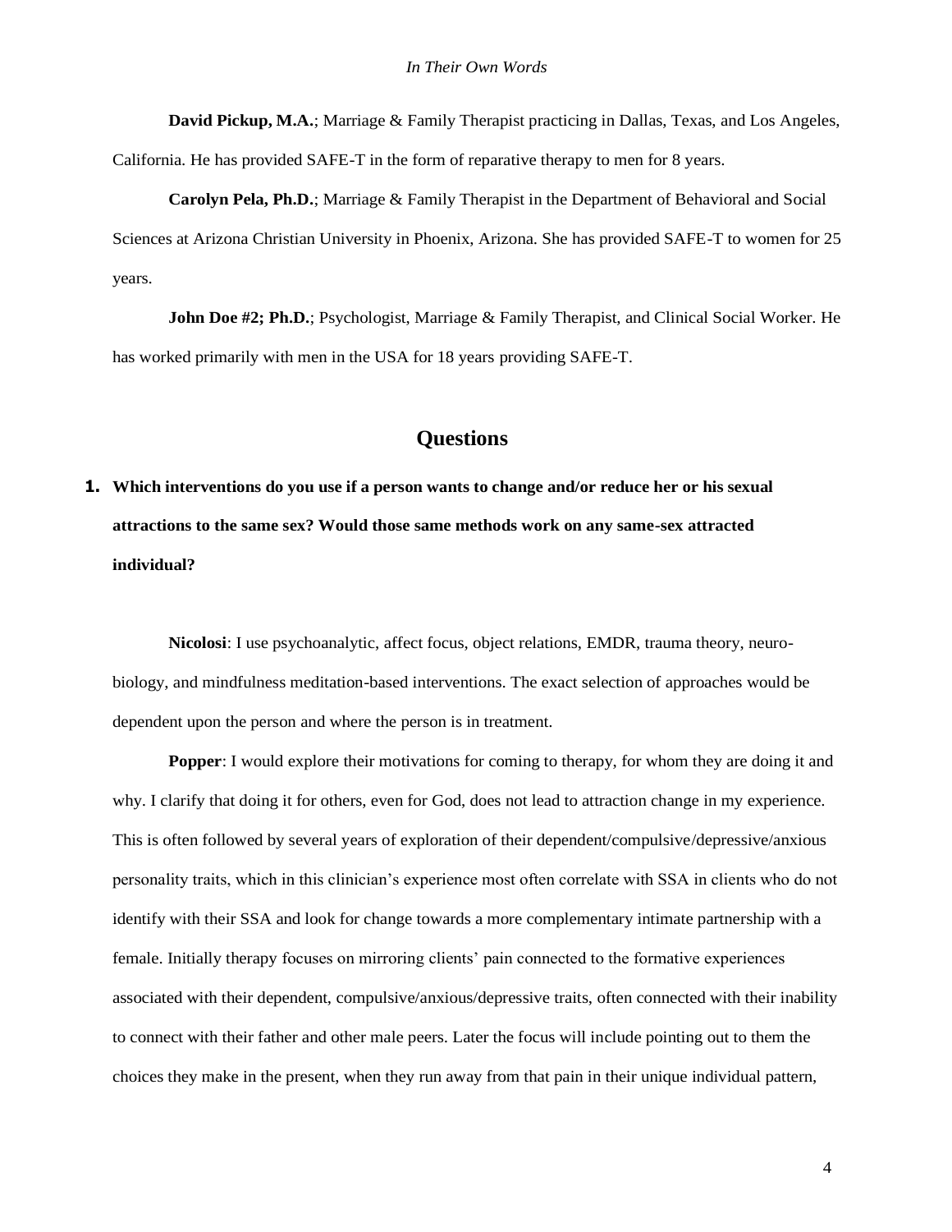**David Pickup, M.A.**; Marriage & Family Therapist practicing in Dallas, Texas, and Los Angeles, California. He has provided SAFE-T in the form of reparative therapy to men for 8 years.

**Carolyn Pela, Ph.D.**; Marriage & Family Therapist in the Department of Behavioral and Social Sciences at Arizona Christian University in Phoenix, Arizona. She has provided SAFE-T to women for 25 years.

**John Doe #2; Ph.D.**; Psychologist, Marriage & Family Therapist, and Clinical Social Worker. He has worked primarily with men in the USA for 18 years providing SAFE-T.

## Questions

**1. Which interventions do you use if a person wants to change and/or reduce her or his sexual attractions to the same sex? Would those same methods work on any same-sex attracted individual?**

**Nicolosi**: I use psychoanalytic, affect focus, object relations, EMDR, trauma theory, neuro-biology, and mindfulness meditation-based interventions. The exact selection of approaches would be dependent upon the person and where the person is in treatment.

**Popper**: I would explore their motivations for coming to therapy, for whom they are doing it and why. I clarify that doing it for others, even for God, does not lead to attraction change in my experience. This is often followed by several years of exploration of their dependent/compulsive/depressive/anxious personality traits, which in this clinician's experience most often correlate with SSA in clients who do not identify with their SSA and look for change towards a more complementary intimate partnership with a female. Initially therapy focuses on mirroring clients' pain connected to the formative experiences associated with their dependent, compulsive/anxious/depressive traits, often connected with their inability to connect with their father and other male peers. Later the focus will include pointing out to them the choices they make in the present, when they run away from that pain in their unique individual pattern,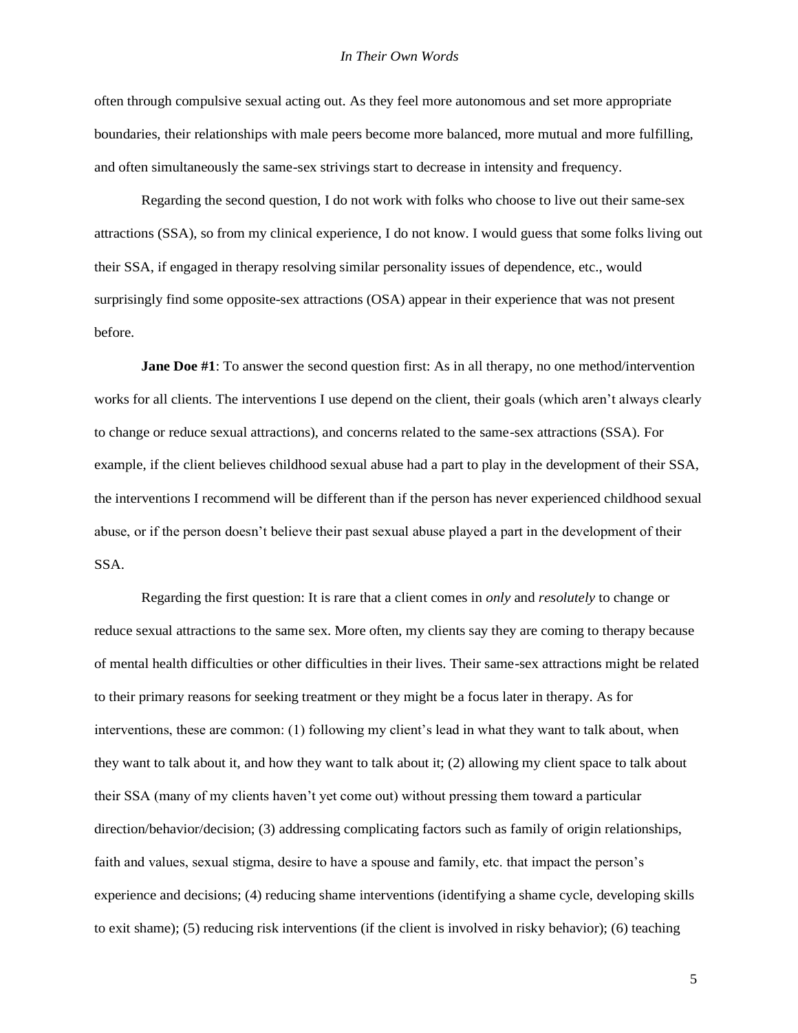often through compulsive sexual acting out. As they feel more autonomous and set more appropriate boundaries, their relationships with male peers become more balanced, more mutual and more fulfilling, and often simultaneously the same-sex strivings start to decrease in intensity and frequency.

Regarding the second question, I do not work with folks who choose to live out their same-sex attractions (SSA), so from my clinical experience, I do not know. I would guess that some folks living out their SSA, if engaged in therapy resolving similar personality issues of dependence, etc., would surprisingly find some opposite-sex attractions (OSA) appear in their experience that was not present before.

**Jane Doe #1**: To answer the second question first: As in all therapy, no one method/intervention works for all clients. The interventions I use depend on the client, their goals (which aren't always clearly to change or reduce sexual attractions), and concerns related to the same-sex attractions (SSA). For example, if the client believes childhood sexual abuse had a part to play in the development of their SSA, the interventions I recommend will be different than if the person has never experienced childhood sexual abuse, or if the person doesn't believe their past sexual abuse played a part in the development of their SSA.

Regarding the first question: It is rare that a client comes in *only* and *resolutely* to change or reduce sexual attractions to the same sex. More often, my clients say they are coming to therapy because of mental health difficulties or other difficulties in their lives. Their same-sex attractions might be related to their primary reasons for seeking treatment or they might be a focus later in therapy. As for interventions, these are common: (1) following my client's lead in what they want to talk about, when they want to talk about it, and how they want to talk about it; (2) allowing my client space to talk about their SSA (many of my clients haven't yet come out) without pressing them toward a particular direction/behavior/decision; (3) addressing complicating factors such as family of origin relationships, faith and values, sexual stigma, desire to have a spouse and family, etc. that impact the person's experience and decisions; (4) reducing shame interventions (identifying a shame cycle, developing skills to exit shame); (5) reducing risk interventions (if the client is involved in risky behavior); (6) teaching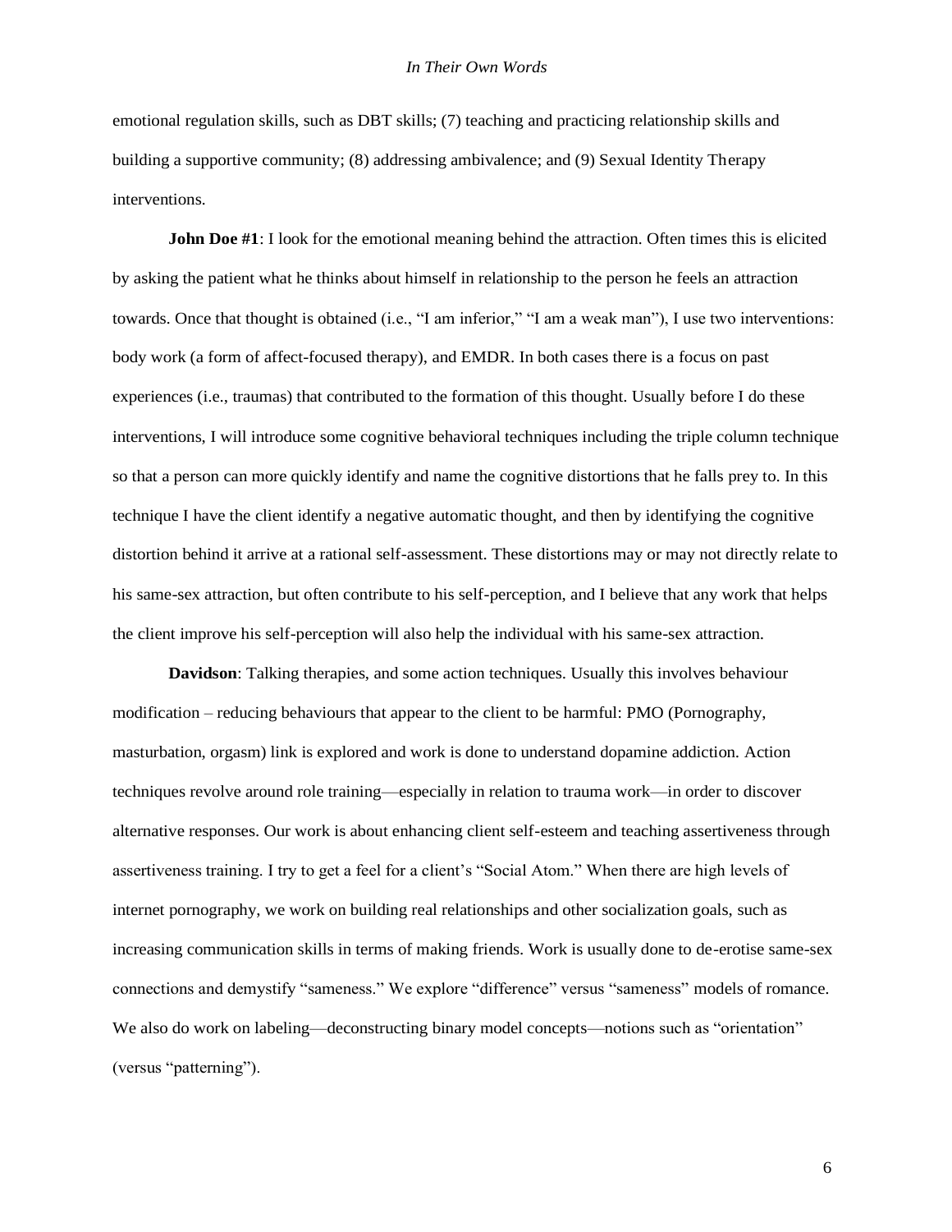emotional regulation skills, such as DBT skills; (7) teaching and practicing relationship skills and building a supportive community; (8) addressing ambivalence; and (9) Sexual Identity Therapy interventions.

**John Doe #1**: I look for the emotional meaning behind the attraction. Often times this is elicited by asking the patient what he thinks about himself in relationship to the person he feels an attraction towards. Once that thought is obtained (i.e., "I am inferior," "I am a weak man"), I use two interventions: body work (a form of affect-focused therapy), and EMDR. In both cases there is a focus on past experiences (i.e., traumas) that contributed to the formation of this thought. Usually before I do these interventions, I will introduce some cognitive behavioral techniques including the triple column technique so that a person can more quickly identify and name the cognitive distortions that he falls prey to. In this technique I have the client identify a negative automatic thought, and then by identifying the cognitive distortion behind it arrive at a rational self-assessment. These distortions may or may not directly relate to his same-sex attraction, but often contribute to his self-perception, and I believe that any work that helps the client improve his self-perception will also help the individual with his same-sex attraction.

**Davidson**: Talking therapies, and some action techniques. Usually this involves behaviour modification – reducing behaviours that appear to the client to be harmful: PMO (Pornography, masturbation, orgasm) link is explored and work is done to understand dopamine addiction. Action techniques revolve around role training—especially in relation to trauma work—in order to discover alternative responses. Our work is about enhancing client self-esteem and teaching assertiveness through assertiveness training. I try to get a feel for a client's "Social Atom." When there are high levels of internet pornography, we work on building real relationships and other socialization goals, such as increasing communication skills in terms of making friends. Work is usually done to de-erotise same-sex connections and demystify "sameness." We explore "difference" versus "sameness" models of romance. We also do work on labeling—deconstructing binary model concepts—notions such as "orientation" (versus "patterning").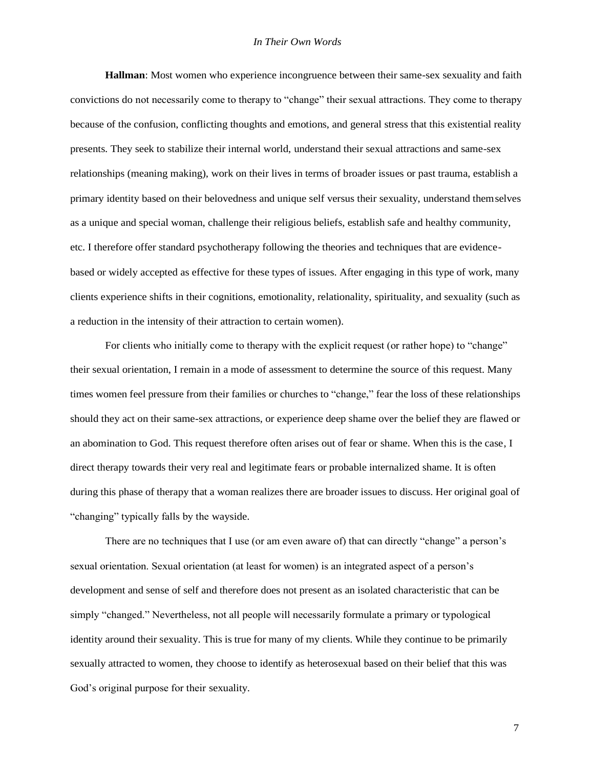**Hallman**: Most women who experience incongruence between their same-sex sexuality and faith convictions do not necessarily come to therapy to "change" their sexual attractions. They come to therapy because of the confusion, conflicting thoughts and emotions, and general stress that this existential reality presents. They seek to stabilize their internal world, understand their sexual attractions and same-sex relationships (meaning making), work on their lives in terms of broader issues or past trauma, establish a primary identity based on their belovedness and unique self versus their sexuality, understand themselves as a unique and special woman, challenge their religious beliefs, establish safe and healthy community, etc. I therefore offer standard psychotherapy following the theories and techniques that are evidence-based or widely accepted as effective for these types of issues. After engaging in this type of work, many clients experience shifts in their cognitions, emotionality, relationality, spirituality, and sexuality (such as a reduction in the intensity of their attraction to certain women).

For clients who initially come to therapy with the explicit request (or rather hope) to "change" their sexual orientation, I remain in a mode of assessment to determine the source of this request. Many times women feel pressure from their families or churches to "change," fear the loss of these relationships should they act on their same-sex attractions, or experience deep shame over the belief they are flawed or an abomination to God. This request therefore often arises out of fear or shame. When this is the case, I direct therapy towards their very real and legitimate fears or probable internalized shame. It is often during this phase of therapy that a woman realizes there are broader issues to discuss. Her original goal of "changing" typically falls by the wayside.

There are no techniques that I use (or am even aware of) that can directly "change" a person's sexual orientation. Sexual orientation (at least for women) is an integrated aspect of a person's development and sense of self and therefore does not present as an isolated characteristic that can be simply "changed." Nevertheless, not all people will necessarily formulate a primary or typological identity around their sexuality. This is true for many of my clients. While they continue to be primarily sexually attracted to women, they choose to identify as heterosexual based on their belief that this was God's original purpose for their sexuality.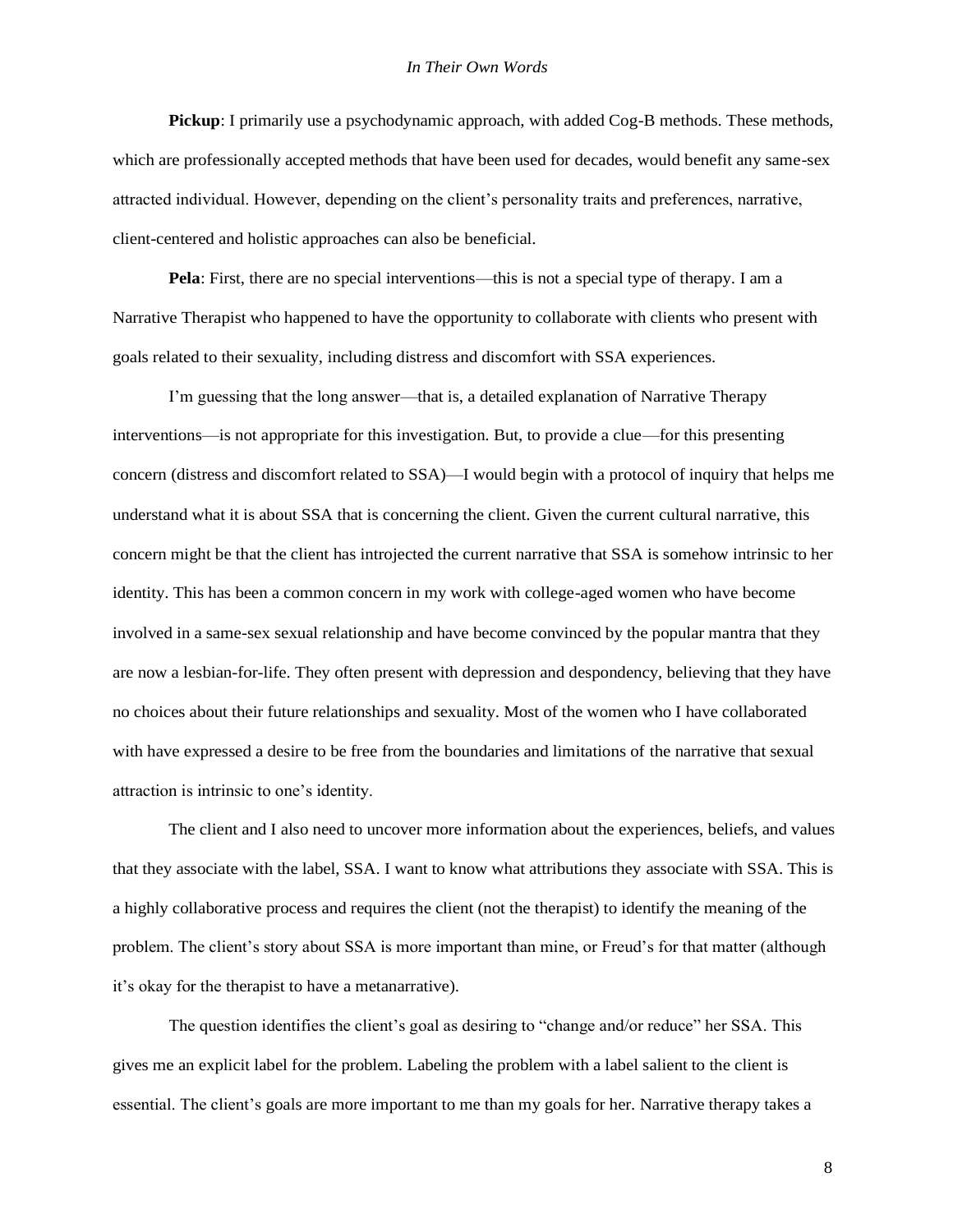**Pickup**: I primarily use a psychodynamic approach, with added Cog-B methods. These methods, which are professionally accepted methods that have been used for decades, would benefit any same-sex attracted individual. However, depending on the client's personality traits and preferences, narrative, client-centered and holistic approaches can also be beneficial.

**Pela**: First, there are no special interventions—this is not a special type of therapy. I am a Narrative Therapist who happened to have the opportunity to collaborate with clients who present with goals related to their sexuality, including distress and discomfort with SSA experiences.

I'm guessing that the long answer—that is, a detailed explanation of Narrative Therapy interventions—is not appropriate for this investigation. But, to provide a clue—for this presenting concern (distress and discomfort related to SSA)—I would begin with a protocol of inquiry that helps me understand what it is about SSA that is concerning the client. Given the current cultural narrative, this concern might be that the client has introjected the current narrative that SSA is somehow intrinsic to her identity. This has been a common concern in my work with college-aged women who have become involved in a same-sex sexual relationship and have become convinced by the popular mantra that they are now a lesbian-for-life. They often present with depression and despondency, believing that they have no choices about their future relationships and sexuality. Most of the women who I have collaborated with have expressed a desire to be free from the boundaries and limitations of the narrative that sexual attraction is intrinsic to one's identity.

The client and I also need to uncover more information about the experiences, beliefs, and values that they associate with the label, SSA. I want to know what attributions they associate with SSA. This is a highly collaborative process and requires the client (not the therapist) to identify the meaning of the problem. The client's story about SSA is more important than mine, or Freud's for that matter (although it's okay for the therapist to have a metanarrative).

The question identifies the client's goal as desiring to "change and/or reduce" her SSA. This gives me an explicit label for the problem. Labeling the problem with a label salient to the client is essential. The client's goals are more important to me than my goals for her. Narrative therapy takes a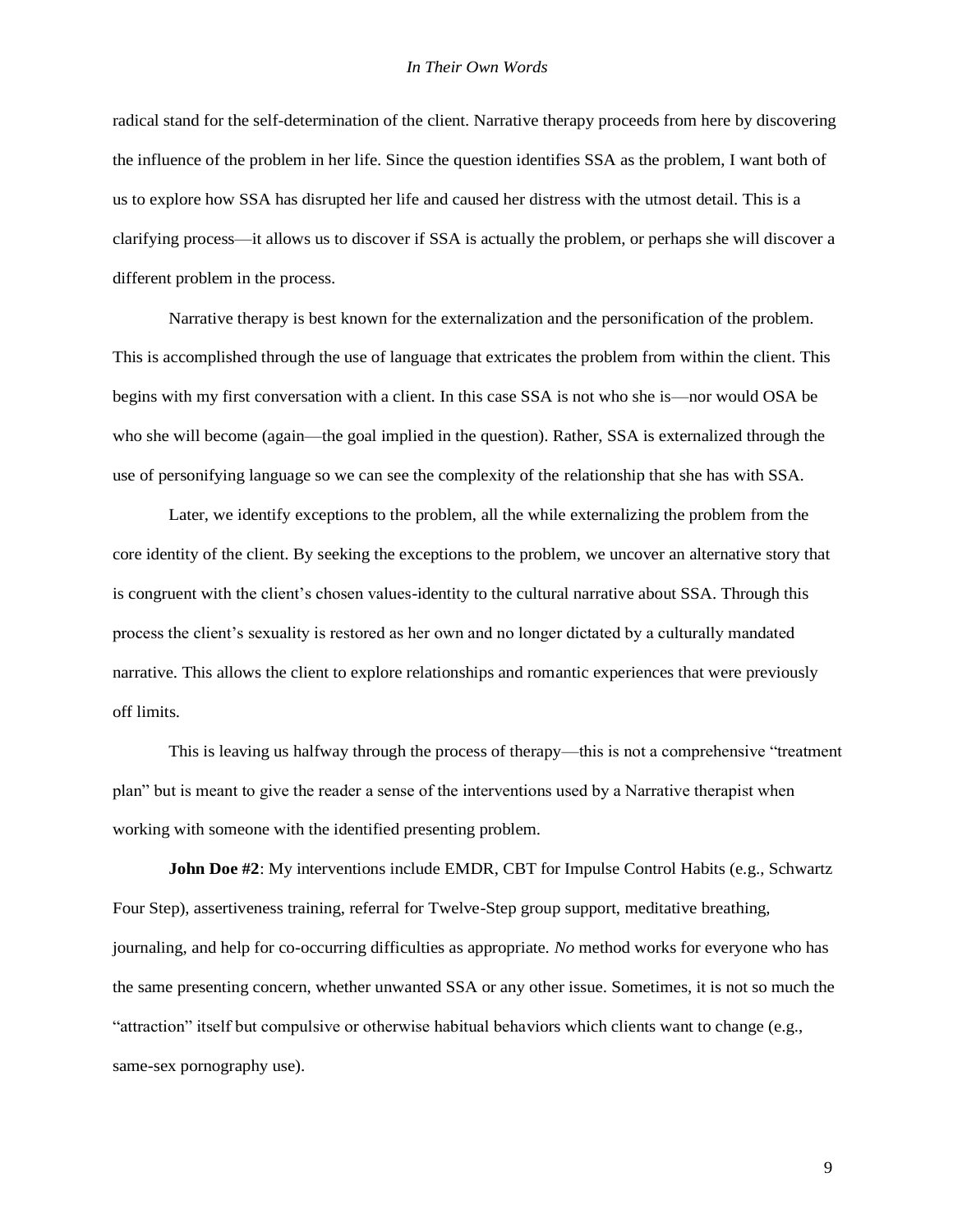radical stand for the self-determination of the client. Narrative therapy proceeds from here by discovering the influence of the problem in her life. Since the question identifies SSA as the problem, I want both of us to explore how SSA has disrupted her life and caused her distress with the utmost detail. This is a clarifying process—it allows us to discover if SSA is actually the problem, or perhaps she will discover a different problem in the process.

Narrative therapy is best known for the externalization and the personification of the problem. This is accomplished through the use of language that extricates the problem from within the client. This begins with my first conversation with a client. In this case SSA is not who she is—nor would OSA be who she will become (again—the goal implied in the question). Rather, SSA is externalized through the use of personifying language so we can see the complexity of the relationship that she has with SSA.

Later, we identify exceptions to the problem, all the while externalizing the problem from the core identity of the client. By seeking the exceptions to the problem, we uncover an alternative story that is congruent with the client's chosen values-identity to the cultural narrative about SSA. Through this process the client's sexuality is restored as her own and no longer dictated by a culturally mandated narrative. This allows the client to explore relationships and romantic experiences that were previously off limits.

This is leaving us halfway through the process of therapy—this is not a comprehensive "treatment plan" but is meant to give the reader a sense of the interventions used by a Narrative therapist when working with someone with the identified presenting problem.

**John Doe #2**: My interventions include EMDR, CBT for Impulse Control Habits (e.g., Schwartz Four Step), assertiveness training, referral for Twelve-Step group support, meditative breathing, journaling, and help for co-occurring difficulties as appropriate. *No* method works for everyone who has the same presenting concern, whether unwanted SSA or any other issue. Sometimes, it is not so much the "attraction" itself but compulsive or otherwise habitual behaviors which clients want to change (e.g., same-sex pornography use).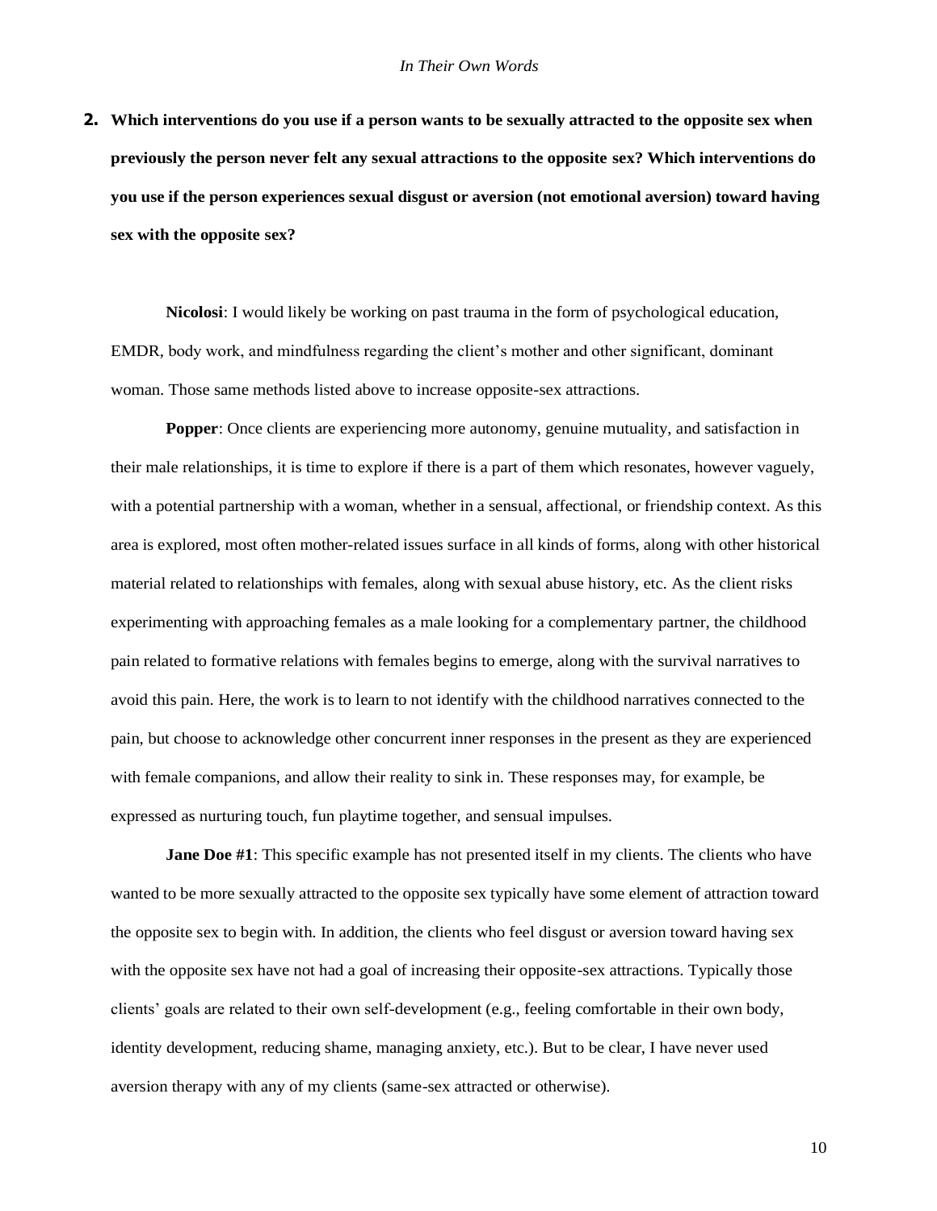**2. Which interventions do you use if a person wants to be sexually attracted to the opposite sex when previously the person never felt any sexual attractions to the opposite sex? Which interventions do you use if the person experiences sexual disgust or aversion (not emotional aversion) toward having sex with the opposite sex?**

**Nicolosi**: I would likely be working on past trauma in the form of psychological education, EMDR, body work, and mindfulness regarding the client's mother and other significant, dominant woman. Those same methods listed above to increase opposite-sex attractions.

**Popper**: Once clients are experiencing more autonomy, genuine mutuality, and satisfaction in their male relationships, it is time to explore if there is a part of them which resonates, however vaguely, with a potential partnership with a woman, whether in a sensual, affectional, or friendship context. As this area is explored, most often mother-related issues surface in all kinds of forms, along with other historical material related to relationships with females, along with sexual abuse history, etc. As the client risks experimenting with approaching females as a male looking for a complementary partner, the childhood pain related to formative relations with females begins to emerge, along with the survival narratives to avoid this pain. Here, the work is to learn to not identify with the childhood narratives connected to the pain, but choose to acknowledge other concurrent inner responses in the present as they are experienced with female companions, and allow their reality to sink in. These responses may, for example, be expressed as nurturing touch, fun playtime together, and sensual impulses.

**Jane Doe #1**: This specific example has not presented itself in my clients. The clients who have wanted to be more sexually attracted to the opposite sex typically have some element of attraction toward the opposite sex to begin with. In addition, the clients who feel disgust or aversion toward having sex with the opposite sex have not had a goal of increasing their opposite-sex attractions. Typically those clients' goals are related to their own self-development (e.g., feeling comfortable in their own body, identity development, reducing shame, managing anxiety, etc.). But to be clear, I have never used aversion therapy with any of my clients (same-sex attracted or otherwise).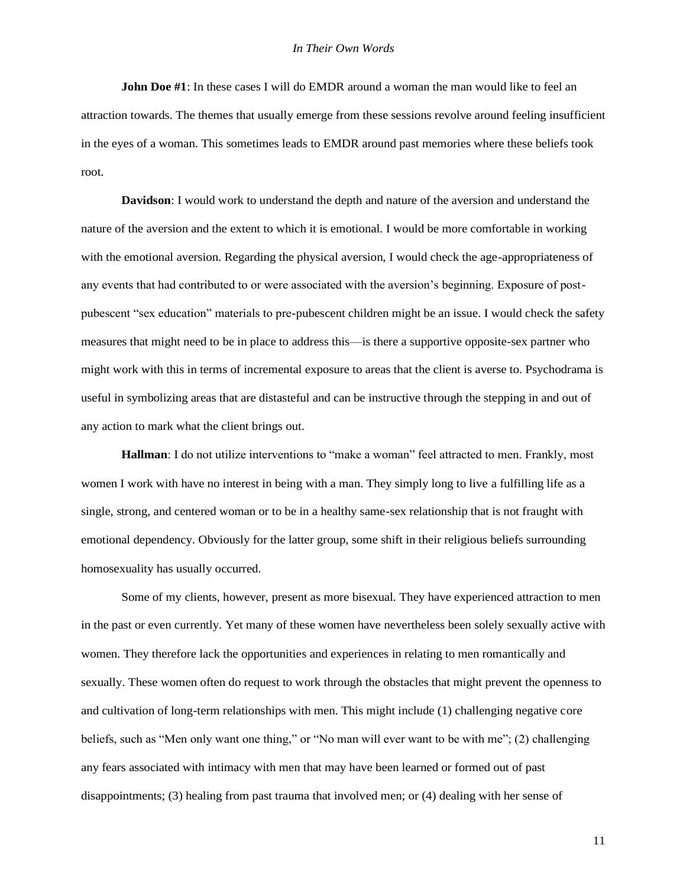**John Doe #1**: In these cases I will do EMDR around a woman the man would like to feel an attraction towards. The themes that usually emerge from these sessions revolve around feeling insufficient in the eyes of a woman. This sometimes leads to EMDR around past memories where these beliefs took root.

**Davidson**: I would work to understand the depth and nature of the aversion and understand the nature of the aversion and the extent to which it is emotional. I would be more comfortable in working with the emotional aversion. Regarding the physical aversion, I would check the age-appropriateness of any events that had contributed to or were associated with the aversion's beginning. Exposure of post-pubescent "sex education" materials to pre-pubescent children might be an issue. I would check the safety measures that might need to be in place to address this—is there a supportive opposite-sex partner who might work with this in terms of incremental exposure to areas that the client is averse to. Psychodrama is useful in symbolizing areas that are distasteful and can be instructive through the stepping in and out of any action to mark what the client brings out.

**Hallman**: I do not utilize interventions to "make a woman" feel attracted to men. Frankly, most women I work with have no interest in being with a man. They simply long to live a fulfilling life as a single, strong, and centered woman or to be in a healthy same-sex relationship that is not fraught with emotional dependency. Obviously for the latter group, some shift in their religious beliefs surrounding homosexuality has usually occurred.

Some of my clients, however, present as more bisexual. They have experienced attraction to men in the past or even currently. Yet many of these women have nevertheless been solely sexually active with women. They therefore lack the opportunities and experiences in relating to men romantically and sexually. These women often do request to work through the obstacles that might prevent the openness to and cultivation of long-term relationships with men. This might include (1) challenging negative core beliefs, such as "Men only want one thing," or "No man will ever want to be with me"; (2) challenging any fears associated with intimacy with men that may have been learned or formed out of past disappointments; (3) healing from past trauma that involved men; or (4) dealing with her sense of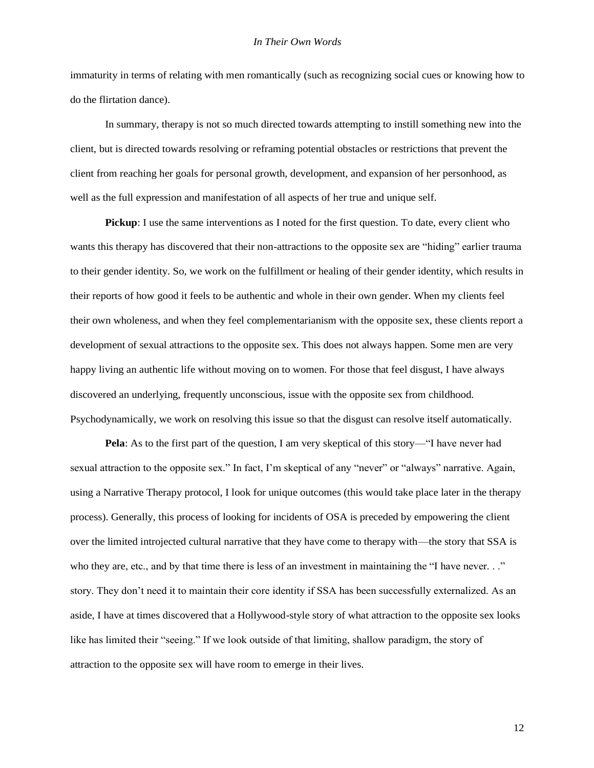immaturity in terms of relating with men romantically (such as recognizing social cues or knowing how to do the flirtation dance).

In summary, therapy is not so much directed towards attempting to instill something new into the client, but is directed towards resolving or reframing potential obstacles or restrictions that prevent the client from reaching her goals for personal growth, development, and expansion of her personhood, as well as the full expression and manifestation of all aspects of her true and unique self.

**Pickup**: I use the same interventions as I noted for the first question. To date, every client who wants this therapy has discovered that their non-attractions to the opposite sex are "hiding" earlier trauma to their gender identity. So, we work on the fulfillment or healing of their gender identity, which results in their reports of how good it feels to be authentic and whole in their own gender. When my clients feel their own wholeness, and when they feel complementarianism with the opposite sex, these clients report a development of sexual attractions to the opposite sex. This does not always happen. Some men are very happy living an authentic life without moving on to women. For those that feel disgust, I have always discovered an underlying, frequently unconscious, issue with the opposite sex from childhood. Psychodynamically, we work on resolving this issue so that the disgust can resolve itself automatically.

**Pela**: As to the first part of the question, I am very skeptical of this story—"I have never had sexual attraction to the opposite sex." In fact, I'm skeptical of any "never" or "always" narrative. Again, using a Narrative Therapy protocol, I look for unique outcomes (this would take place later in the therapy process). Generally, this process of looking for incidents of OSA is preceded by empowering the client over the limited introjected cultural narrative that they have come to therapy with—the story that SSA is who they are, etc., and by that time there is less of an investment in maintaining the "I have never. . ." story. They don't need it to maintain their core identity if SSA has been successfully externalized. As an aside, I have at times discovered that a Hollywood-style story of what attraction to the opposite sex looks like has limited their "seeing." If we look outside of that limiting, shallow paradigm, the story of attraction to the opposite sex will have room to emerge in their lives.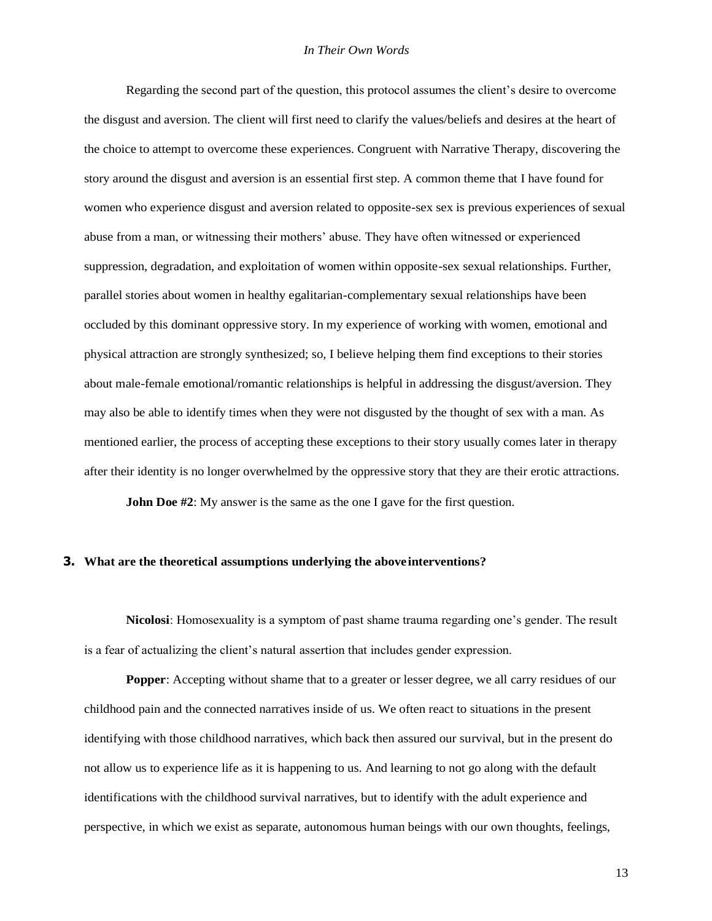Regarding the second part of the question, this protocol assumes the client's desire to overcome the disgust and aversion. The client will first need to clarify the values/beliefs and desires at the heart of the choice to attempt to overcome these experiences. Congruent with Narrative Therapy, discovering the story around the disgust and aversion is an essential first step. A common theme that I have found for women who experience disgust and aversion related to opposite-sex sex is previous experiences of sexual abuse from a man, or witnessing their mothers' abuse. They have often witnessed or experienced suppression, degradation, and exploitation of women within opposite-sex sexual relationships. Further, parallel stories about women in healthy egalitarian-complementary sexual relationships have been occluded by this dominant oppressive story. In my experience of working with women, emotional and physical attraction are strongly synthesized; so, I believe helping them find exceptions to their stories about male-female emotional/romantic relationships is helpful in addressing the disgust/aversion. They may also be able to identify times when they were not disgusted by the thought of sex with a man. As mentioned earlier, the process of accepting these exceptions to their story usually comes later in therapy after their identity is no longer overwhelmed by the oppressive story that they are their erotic attractions.

**John Doe #2**: My answer is the same as the one I gave for the first question.

### 3. What are the theoretical assumptions underlying the above interventions?

**Nicolosi**: Homosexuality is a symptom of past shame trauma regarding one's gender. The result is a fear of actualizing the client's natural assertion that includes gender expression.

**Popper**: Accepting without shame that to a greater or lesser degree, we all carry residues of our childhood pain and the connected narratives inside of us. We often react to situations in the present identifying with those childhood narratives, which back then assured our survival, but in the present do not allow us to experience life as it is happening to us. And learning to not go along with the default identifications with the childhood survival narratives, but to identify with the adult experience and perspective, in which we exist as separate, autonomous human beings with our own thoughts, feelings,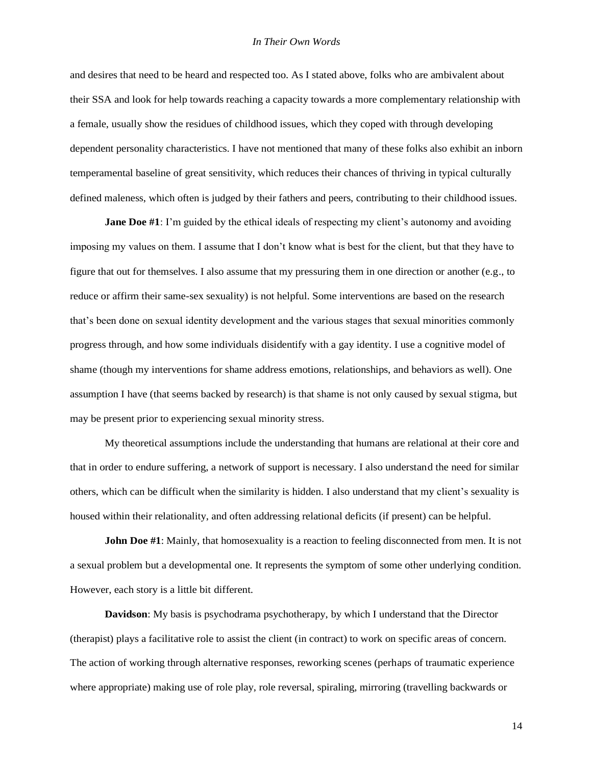and desires that need to be heard and respected too. As I stated above, folks who are ambivalent about their SSA and look for help towards reaching a capacity towards a more complementary relationship with a female, usually show the residues of childhood issues, which they coped with through developing dependent personality characteristics. I have not mentioned that many of these folks also exhibit an inborn temperamental baseline of great sensitivity, which reduces their chances of thriving in typical culturally defined maleness, which often is judged by their fathers and peers, contributing to their childhood issues.

**Jane Doe #1**: I'm guided by the ethical ideals of respecting my client's autonomy and avoiding imposing my values on them. I assume that I don't know what is best for the client, but that they have to figure that out for themselves. I also assume that my pressuring them in one direction or another (e.g., to reduce or affirm their same-sex sexuality) is not helpful. Some interventions are based on the research that's been done on sexual identity development and the various stages that sexual minorities commonly progress through, and how some individuals disidentify with a gay identity. I use a cognitive model of shame (though my interventions for shame address emotions, relationships, and behaviors as well). One assumption I have (that seems backed by research) is that shame is not only caused by sexual stigma, but may be present prior to experiencing sexual minority stress.

My theoretical assumptions include the understanding that humans are relational at their core and that in order to endure suffering, a network of support is necessary. I also understand the need for similar others, which can be difficult when the similarity is hidden. I also understand that my client's sexuality is housed within their relationality, and often addressing relational deficits (if present) can be helpful.

**John Doe #1**: Mainly, that homosexuality is a reaction to feeling disconnected from men. It is not a sexual problem but a developmental one. It represents the symptom of some other underlying condition. However, each story is a little bit different.

**Davidson**: My basis is psychodrama psychotherapy, by which I understand that the Director (therapist) plays a facilitative role to assist the client (in contract) to work on specific areas of concern. The action of working through alternative responses, reworking scenes (perhaps of traumatic experience where appropriate) making use of role play, role reversal, spiraling, mirroring (travelling backwards or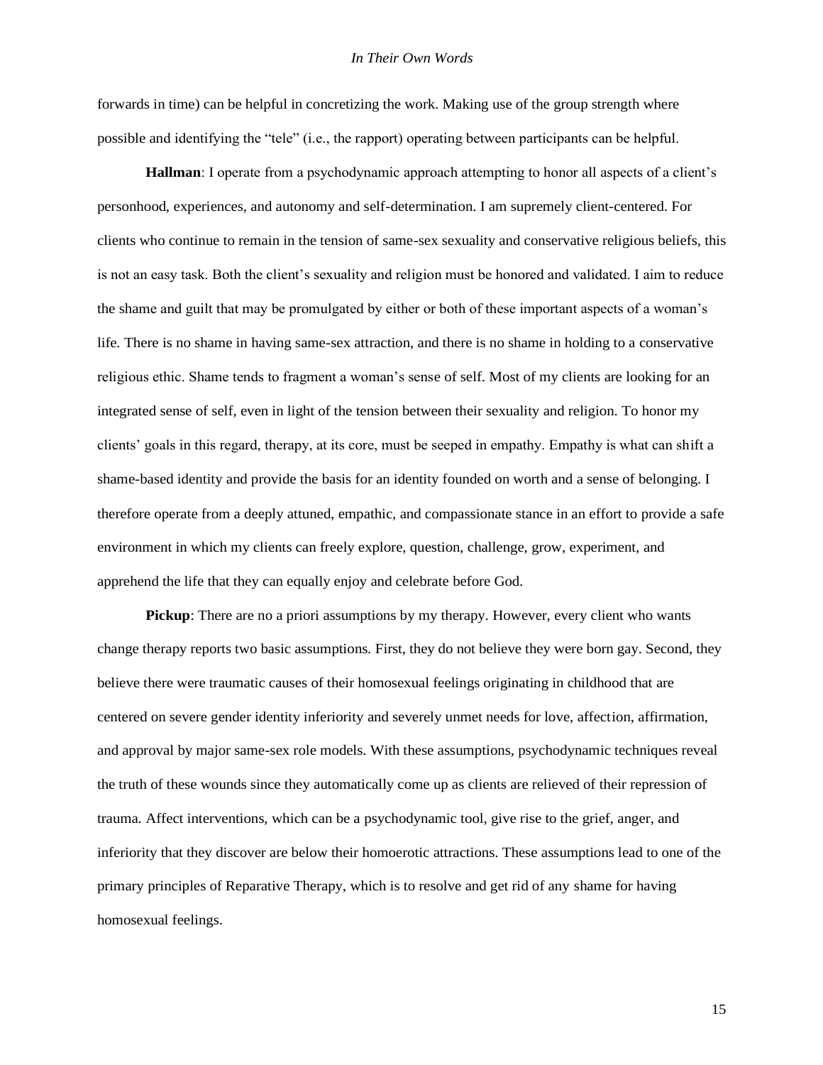forwards in time) can be helpful in concretizing the work. Making use of the group strength where possible and identifying the "tele" (i.e., the rapport) operating between participants can be helpful.

**Hallman**: I operate from a psychodynamic approach attempting to honor all aspects of a client's personhood, experiences, and autonomy and self-determination. I am supremely client-centered. For clients who continue to remain in the tension of same-sex sexuality and conservative religious beliefs, this is not an easy task. Both the client's sexuality and religion must be honored and validated. I aim to reduce the shame and guilt that may be promulgated by either or both of these important aspects of a woman's life. There is no shame in having same-sex attraction, and there is no shame in holding to a conservative religious ethic. Shame tends to fragment a woman's sense of self. Most of my clients are looking for an integrated sense of self, even in light of the tension between their sexuality and religion. To honor my clients' goals in this regard, therapy, at its core, must be seeped in empathy. Empathy is what can shift a shame-based identity and provide the basis for an identity founded on worth and a sense of belonging. I therefore operate from a deeply attuned, empathic, and compassionate stance in an effort to provide a safe environment in which my clients can freely explore, question, challenge, grow, experiment, and apprehend the life that they can equally enjoy and celebrate before God.

**Pickup**: There are no a priori assumptions by my therapy. However, every client who wants change therapy reports two basic assumptions. First, they do not believe they were born gay. Second, they believe there were traumatic causes of their homosexual feelings originating in childhood that are centered on severe gender identity inferiority and severely unmet needs for love, affection, affirmation, and approval by major same-sex role models. With these assumptions, psychodynamic techniques reveal the truth of these wounds since they automatically come up as clients are relieved of their repression of trauma. Affect interventions, which can be a psychodynamic tool, give rise to the grief, anger, and inferiority that they discover are below their homoerotic attractions. These assumptions lead to one of the primary principles of Reparative Therapy, which is to resolve and get rid of any shame for having homosexual feelings.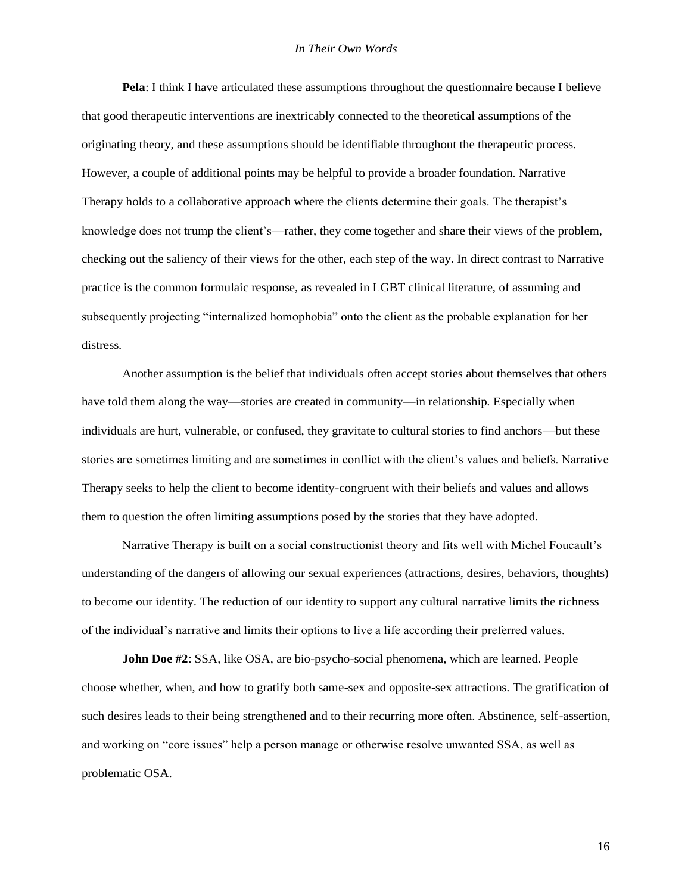**Pela**: I think I have articulated these assumptions throughout the questionnaire because I believe that good therapeutic interventions are inextricably connected to the theoretical assumptions of the originating theory, and these assumptions should be identifiable throughout the therapeutic process. However, a couple of additional points may be helpful to provide a broader foundation. Narrative Therapy holds to a collaborative approach where the clients determine their goals. The therapist's knowledge does not trump the client's—rather, they come together and share their views of the problem, checking out the saliency of their views for the other, each step of the way. In direct contrast to Narrative practice is the common formulaic response, as revealed in LGBT clinical literature, of assuming and subsequently projecting "internalized homophobia" onto the client as the probable explanation for her distress.

Another assumption is the belief that individuals often accept stories about themselves that others have told them along the way—stories are created in community—in relationship. Especially when individuals are hurt, vulnerable, or confused, they gravitate to cultural stories to find anchors—but these stories are sometimes limiting and are sometimes in conflict with the client's values and beliefs. Narrative Therapy seeks to help the client to become identity-congruent with their beliefs and values and allows them to question the often limiting assumptions posed by the stories that they have adopted.

Narrative Therapy is built on a social constructionist theory and fits well with Michel Foucault's understanding of the dangers of allowing our sexual experiences (attractions, desires, behaviors, thoughts) to become our identity. The reduction of our identity to support any cultural narrative limits the richness of the individual's narrative and limits their options to live a life according their preferred values.

**John Doe #2**: SSA, like OSA, are bio-psycho-social phenomena, which are learned. People choose whether, when, and how to gratify both same-sex and opposite-sex attractions. The gratification of such desires leads to their being strengthened and to their recurring more often. Abstinence, self-assertion, and working on "core issues" help a person manage or otherwise resolve unwanted SSA, as well as problematic OSA.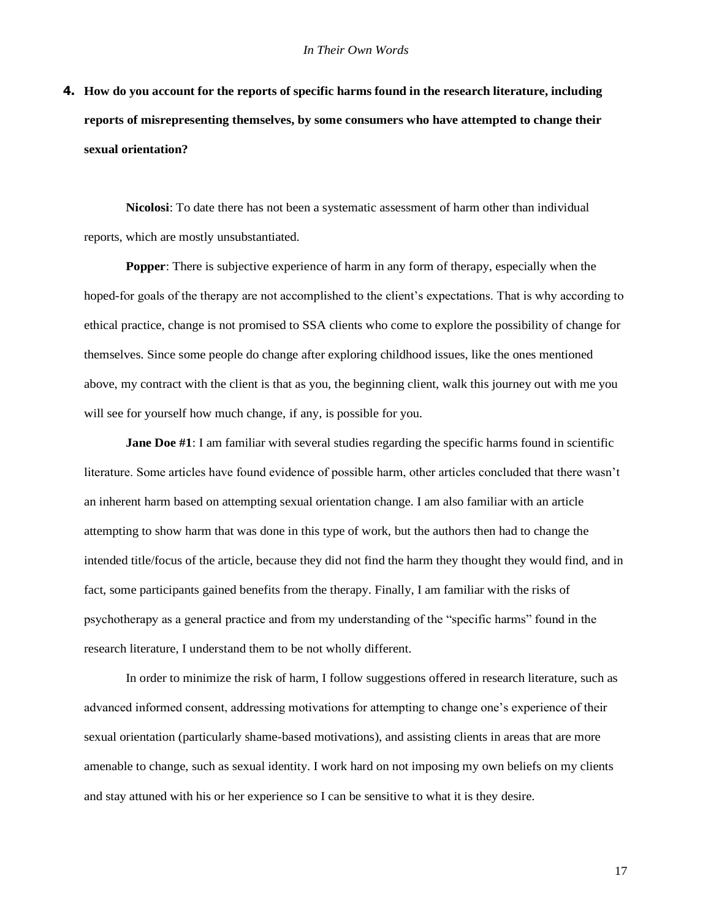**4. How do you account for the reports of specific harms found in the research literature, including reports of misrepresenting themselves, by some consumers who have attempted to change their sexual orientation?**

**Nicolosi**: To date there has not been a systematic assessment of harm other than individual reports, which are mostly unsubstantiated.

**Popper**: There is subjective experience of harm in any form of therapy, especially when the hoped-for goals of the therapy are not accomplished to the client's expectations. That is why according to ethical practice, change is not promised to SSA clients who come to explore the possibility of change for themselves. Since some people do change after exploring childhood issues, like the ones mentioned above, my contract with the client is that as you, the beginning client, walk this journey out with me you will see for yourself how much change, if any, is possible for you.

**Jane Doe #1**: I am familiar with several studies regarding the specific harms found in scientific literature. Some articles have found evidence of possible harm, other articles concluded that there wasn't an inherent harm based on attempting sexual orientation change. I am also familiar with an article attempting to show harm that was done in this type of work, but the authors then had to change the intended title/focus of the article, because they did not find the harm they thought they would find, and in fact, some participants gained benefits from the therapy. Finally, I am familiar with the risks of psychotherapy as a general practice and from my understanding of the "specific harms" found in the research literature, I understand them to be not wholly different.

In order to minimize the risk of harm, I follow suggestions offered in research literature, such as advanced informed consent, addressing motivations for attempting to change one's experience of their sexual orientation (particularly shame-based motivations), and assisting clients in areas that are more amenable to change, such as sexual identity. I work hard on not imposing my own beliefs on my clients and stay attuned with his or her experience so I can be sensitive to what it is they desire.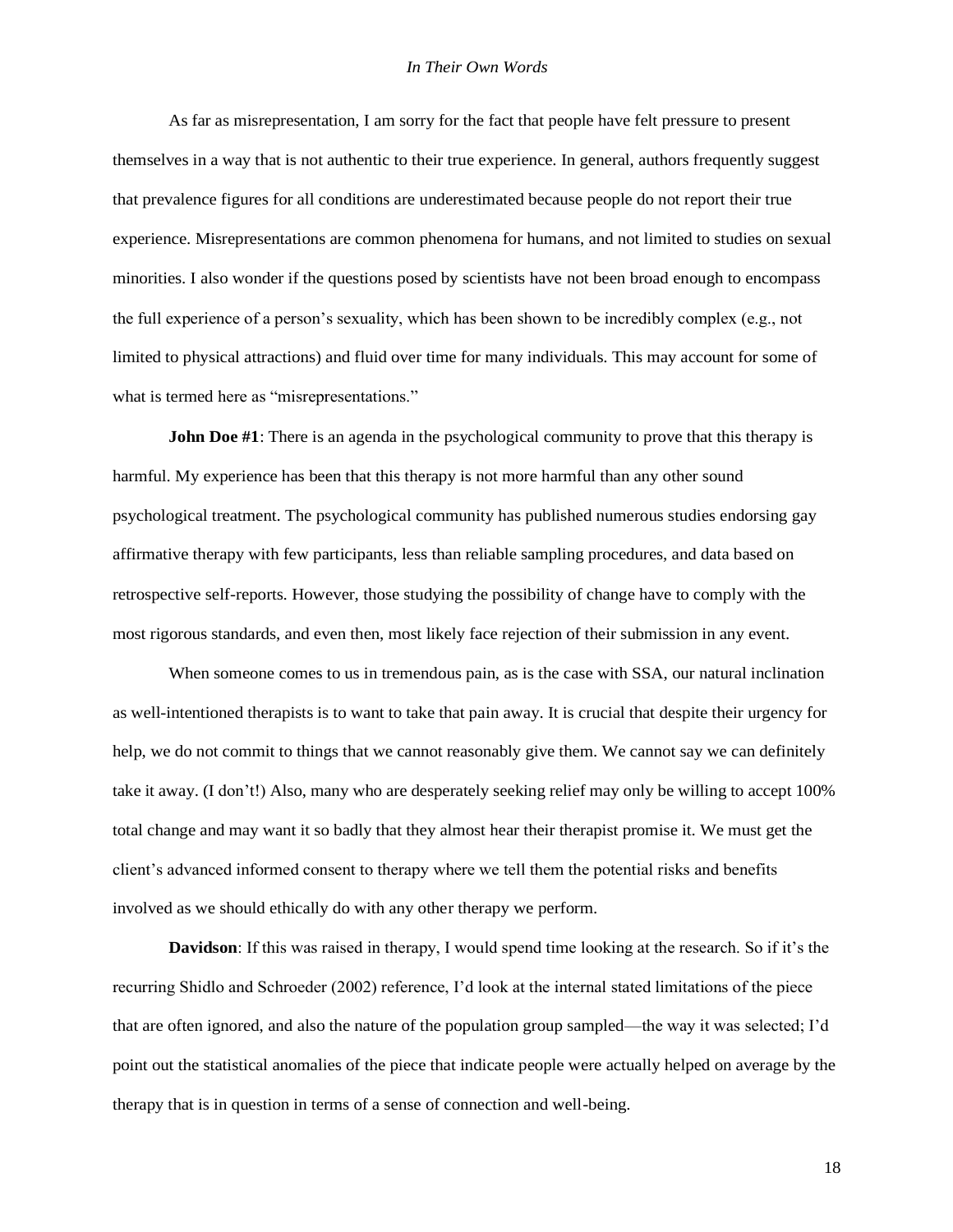As far as misrepresentation, I am sorry for the fact that people have felt pressure to present themselves in a way that is not authentic to their true experience. In general, authors frequently suggest that prevalence figures for all conditions are underestimated because people do not report their true experience. Misrepresentations are common phenomena for humans, and not limited to studies on sexual minorities. I also wonder if the questions posed by scientists have not been broad enough to encompass the full experience of a person's sexuality, which has been shown to be incredibly complex (e.g., not limited to physical attractions) and fluid over time for many individuals. This may account for some of what is termed here as "misrepresentations."

**John Doe #1**: There is an agenda in the psychological community to prove that this therapy is harmful. My experience has been that this therapy is not more harmful than any other sound psychological treatment. The psychological community has published numerous studies endorsing gay affirmative therapy with few participants, less than reliable sampling procedures, and data based on retrospective self-reports. However, those studying the possibility of change have to comply with the most rigorous standards, and even then, most likely face rejection of their submission in any event.

When someone comes to us in tremendous pain, as is the case with SSA, our natural inclination as well-intentioned therapists is to want to take that pain away. It is crucial that despite their urgency for help, we do not commit to things that we cannot reasonably give them. We cannot say we can definitely take it away. (I don't!) Also, many who are desperately seeking relief may only be willing to accept 100% total change and may want it so badly that they almost hear their therapist promise it. We must get the client's advanced informed consent to therapy where we tell them the potential risks and benefits involved as we should ethically do with any other therapy we perform.

**Davidson**: If this was raised in therapy, I would spend time looking at the research. So if it's the recurring Shidlo and Schroeder (2002) reference, I'd look at the internal stated limitations of the piece that are often ignored, and also the nature of the population group sampled—the way it was selected; I'd point out the statistical anomalies of the piece that indicate people were actually helped on average by the therapy that is in question in terms of a sense of connection and well-being.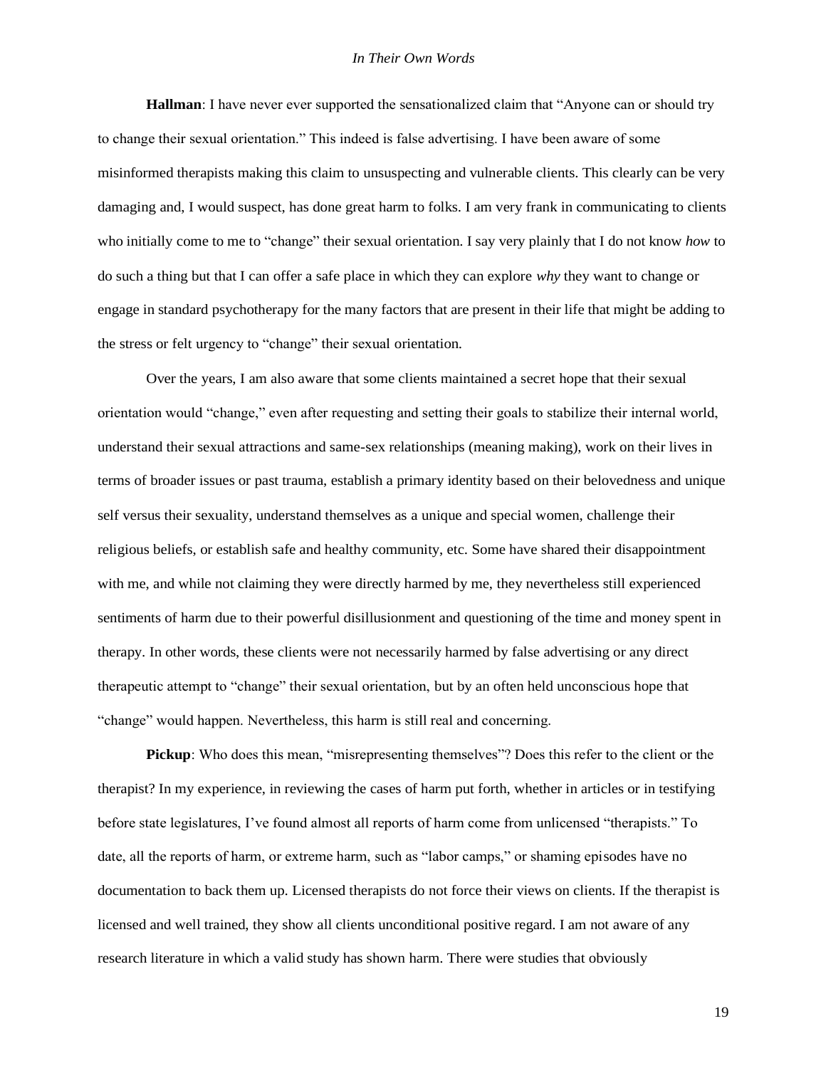**Hallman**: I have never ever supported the sensationalized claim that "Anyone can or should try to change their sexual orientation." This indeed is false advertising. I have been aware of some misinformed therapists making this claim to unsuspecting and vulnerable clients. This clearly can be very damaging and, I would suspect, has done great harm to folks. I am very frank in communicating to clients who initially come to me to "change" their sexual orientation. I say very plainly that I do not know *how* to do such a thing but that I can offer a safe place in which they can explore *why* they want to change or engage in standard psychotherapy for the many factors that are present in their life that might be adding to the stress or felt urgency to "change" their sexual orientation.

Over the years, I am also aware that some clients maintained a secret hope that their sexual orientation would "change," even after requesting and setting their goals to stabilize their internal world, understand their sexual attractions and same-sex relationships (meaning making), work on their lives in terms of broader issues or past trauma, establish a primary identity based on their belovedness and unique self versus their sexuality, understand themselves as a unique and special women, challenge their religious beliefs, or establish safe and healthy community, etc. Some have shared their disappointment with me, and while not claiming they were directly harmed by me, they nevertheless still experienced sentiments of harm due to their powerful disillusionment and questioning of the time and money spent in therapy. In other words, these clients were not necessarily harmed by false advertising or any direct therapeutic attempt to "change" their sexual orientation, but by an often held unconscious hope that "change" would happen. Nevertheless, this harm is still real and concerning.

**Pickup**: Who does this mean, "misrepresenting themselves"? Does this refer to the client or the therapist? In my experience, in reviewing the cases of harm put forth, whether in articles or in testifying before state legislatures, I've found almost all reports of harm come from unlicensed "therapists." To date, all the reports of harm, or extreme harm, such as "labor camps," or shaming episodes have no documentation to back them up. Licensed therapists do not force their views on clients. If the therapist is licensed and well trained, they show all clients unconditional positive regard. I am not aware of any research literature in which a valid study has shown harm. There were studies that obviously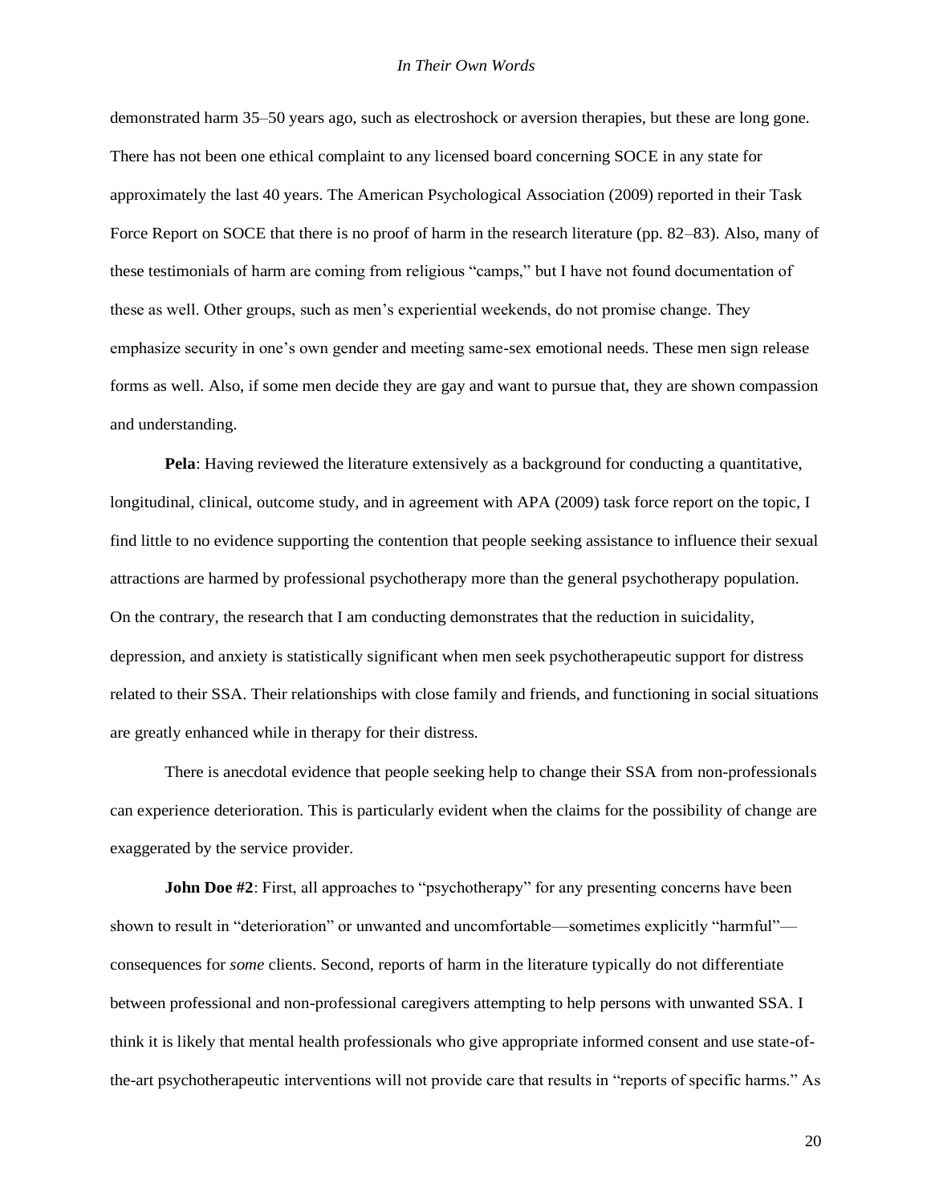demonstrated harm 35–50 years ago, such as electroshock or aversion therapies, but these are long gone. There has not been one ethical complaint to any licensed board concerning SOCE in any state for approximately the last 40 years. The American Psychological Association (2009) reported in their Task Force Report on SOCE that there is no proof of harm in the research literature (pp. 82–83). Also, many of these testimonials of harm are coming from religious "camps," but I have not found documentation of these as well. Other groups, such as men's experiential weekends, do not promise change. They emphasize security in one's own gender and meeting same-sex emotional needs. These men sign release forms as well. Also, if some men decide they are gay and want to pursue that, they are shown compassion and understanding.

**Pela**: Having reviewed the literature extensively as a background for conducting a quantitative, longitudinal, clinical, outcome study, and in agreement with APA (2009) task force report on the topic, I find little to no evidence supporting the contention that people seeking assistance to influence their sexual attractions are harmed by professional psychotherapy more than the general psychotherapy population. On the contrary, the research that I am conducting demonstrates that the reduction in suicidality, depression, and anxiety is statistically significant when men seek psychotherapeutic support for distress related to their SSA. Their relationships with close family and friends, and functioning in social situations are greatly enhanced while in therapy for their distress.

There is anecdotal evidence that people seeking help to change their SSA from non-professionals can experience deterioration. This is particularly evident when the claims for the possibility of change are exaggerated by the service provider.

**John Doe #2**: First, all approaches to "psychotherapy" for any presenting concerns have been shown to result in "deterioration" or unwanted and uncomfortable—sometimes explicitly "harmful"—consequences for *some* clients. Second, reports of harm in the literature typically do not differentiate between professional and non-professional caregivers attempting to help persons with unwanted SSA. I think it is likely that mental health professionals who give appropriate informed consent and use state-of-the-art psychotherapeutic interventions will not provide care that results in "reports of specific harms." As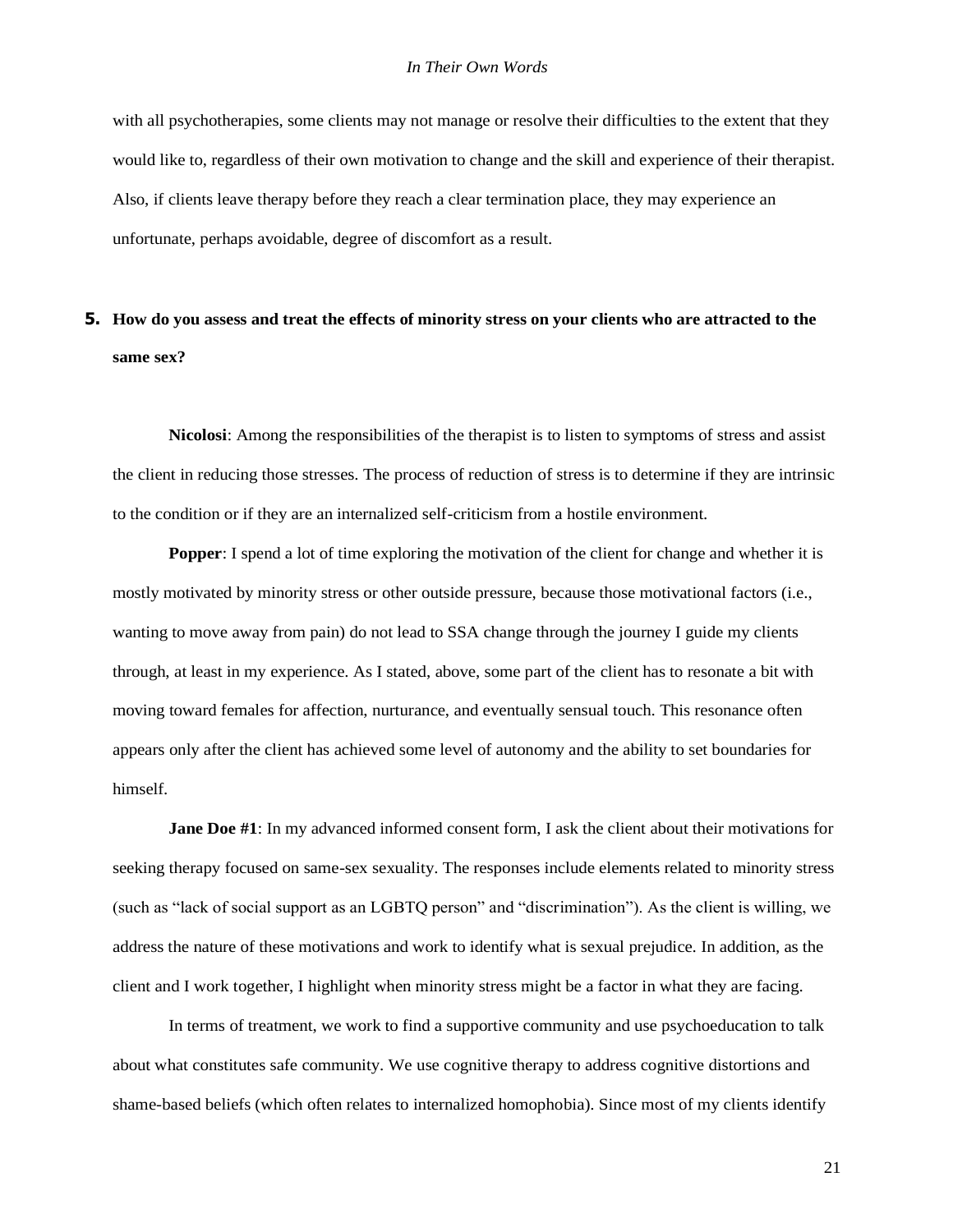with all psychotherapies, some clients may not manage or resolve their difficulties to the extent that they would like to, regardless of their own motivation to change and the skill and experience of their therapist. Also, if clients leave therapy before they reach a clear termination place, they may experience an unfortunate, perhaps avoidable, degree of discomfort as a result.

**5. How do you assess and treat the effects of minority stress on your clients who are attracted to the same sex?**

**Nicolosi**: Among the responsibilities of the therapist is to listen to symptoms of stress and assist the client in reducing those stresses. The process of reduction of stress is to determine if they are intrinsic to the condition or if they are an internalized self-criticism from a hostile environment.

**Popper**: I spend a lot of time exploring the motivation of the client for change and whether it is mostly motivated by minority stress or other outside pressure, because those motivational factors (i.e., wanting to move away from pain) do not lead to SSA change through the journey I guide my clients through, at least in my experience. As I stated, above, some part of the client has to resonate a bit with moving toward females for affection, nurturance, and eventually sensual touch. This resonance often appears only after the client has achieved some level of autonomy and the ability to set boundaries for himself.

**Jane Doe #1**: In my advanced informed consent form, I ask the client about their motivations for seeking therapy focused on same-sex sexuality. The responses include elements related to minority stress (such as "lack of social support as an LGBTQ person" and "discrimination"). As the client is willing, we address the nature of these motivations and work to identify what is sexual prejudice. In addition, as the client and I work together, I highlight when minority stress might be a factor in what they are facing.

In terms of treatment, we work to find a supportive community and use psychoeducation to talk about what constitutes safe community. We use cognitive therapy to address cognitive distortions and shame-based beliefs (which often relates to internalized homophobia). Since most of my clients identify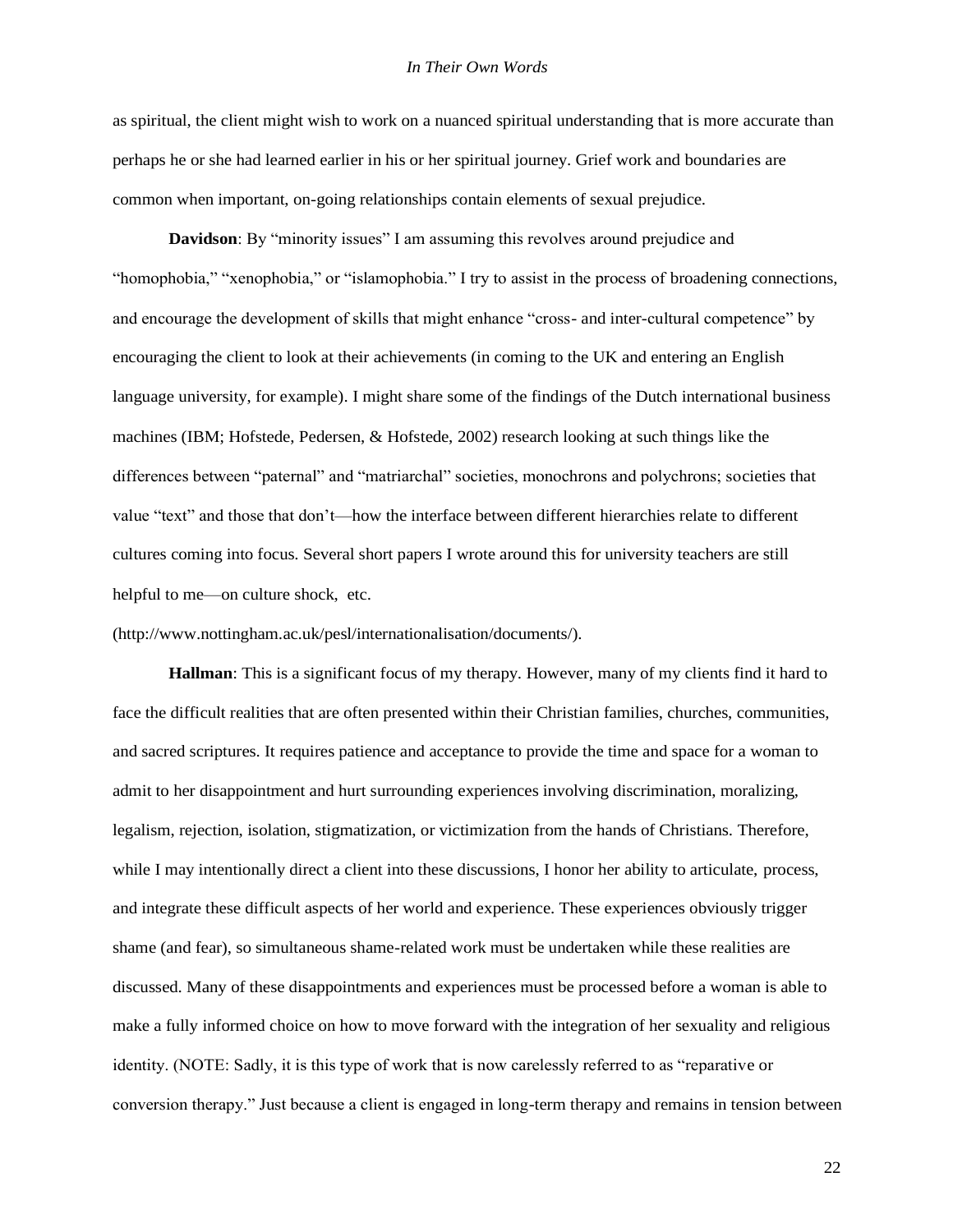as spiritual, the client might wish to work on a nuanced spiritual understanding that is more accurate than perhaps he or she had learned earlier in his or her spiritual journey. Grief work and boundaries are common when important, on-going relationships contain elements of sexual prejudice.

**Davidson**: By "minority issues" I am assuming this revolves around prejudice and "homophobia," "xenophobia," or "islamophobia." I try to assist in the process of broadening connections, and encourage the development of skills that might enhance "cross- and inter-cultural competence" by encouraging the client to look at their achievements (in coming to the UK and entering an English language university, for example). I might share some of the findings of the Dutch international business machines (IBM; Hofstede, Pedersen, & Hofstede, 2002) research looking at such things like the differences between "paternal" and "matriarchal" societies, monochrons and polychrons; societies that value "text" and those that don't—how the interface between different hierarchies relate to different cultures coming into focus. Several short papers I wrote around this for university teachers are still helpful to me—on culture shock, etc. (http://www.nottingham.ac.uk/pesl/internationalisation/documents/).

**Hallman**: This is a significant focus of my therapy. However, many of my clients find it hard to face the difficult realities that are often presented within their Christian families, churches, communities, and sacred scriptures. It requires patience and acceptance to provide the time and space for a woman to admit to her disappointment and hurt surrounding experiences involving discrimination, moralizing, legalism, rejection, isolation, stigmatization, or victimization from the hands of Christians. Therefore, while I may intentionally direct a client into these discussions, I honor her ability to articulate, process, and integrate these difficult aspects of her world and experience. These experiences obviously trigger shame (and fear), so simultaneous shame-related work must be undertaken while these realities are discussed. Many of these disappointments and experiences must be processed before a woman is able to make a fully informed choice on how to move forward with the integration of her sexuality and religious identity. (NOTE: Sadly, it is this type of work that is now carelessly referred to as "reparative or conversion therapy." Just because a client is engaged in long-term therapy and remains in tension between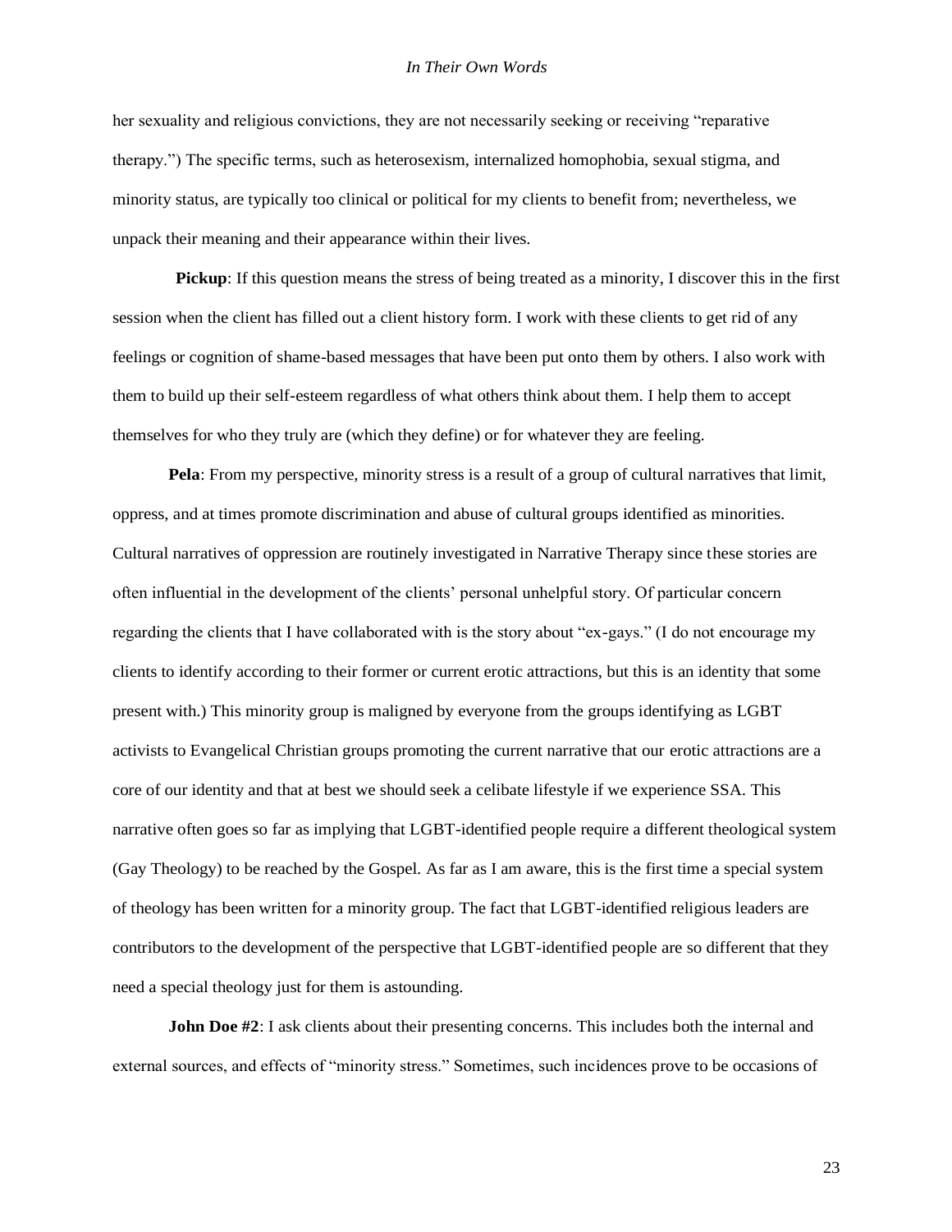her sexuality and religious convictions, they are not necessarily seeking or receiving "reparative therapy.") The specific terms, such as heterosexism, internalized homophobia, sexual stigma, and minority status, are typically too clinical or political for my clients to benefit from; nevertheless, we unpack their meaning and their appearance within their lives.

**Pickup**: If this question means the stress of being treated as a minority, I discover this in the first session when the client has filled out a client history form. I work with these clients to get rid of any feelings or cognition of shame-based messages that have been put onto them by others. I also work with them to build up their self-esteem regardless of what others think about them. I help them to accept themselves for who they truly are (which they define) or for whatever they are feeling.

**Pela**: From my perspective, minority stress is a result of a group of cultural narratives that limit, oppress, and at times promote discrimination and abuse of cultural groups identified as minorities. Cultural narratives of oppression are routinely investigated in Narrative Therapy since these stories are often influential in the development of the clients' personal unhelpful story. Of particular concern regarding the clients that I have collaborated with is the story about "ex-gays." (I do not encourage my clients to identify according to their former or current erotic attractions, but this is an identity that some present with.) This minority group is maligned by everyone from the groups identifying as LGBT activists to Evangelical Christian groups promoting the current narrative that our erotic attractions are a core of our identity and that at best we should seek a celibate lifestyle if we experience SSA. This narrative often goes so far as implying that LGBT-identified people require a different theological system (Gay Theology) to be reached by the Gospel. As far as I am aware, this is the first time a special system of theology has been written for a minority group. The fact that LGBT-identified religious leaders are contributors to the development of the perspective that LGBT-identified people are so different that they need a special theology just for them is astounding.

**John Doe #2**: I ask clients about their presenting concerns. This includes both the internal and external sources, and effects of "minority stress." Sometimes, such incidences prove to be occasions of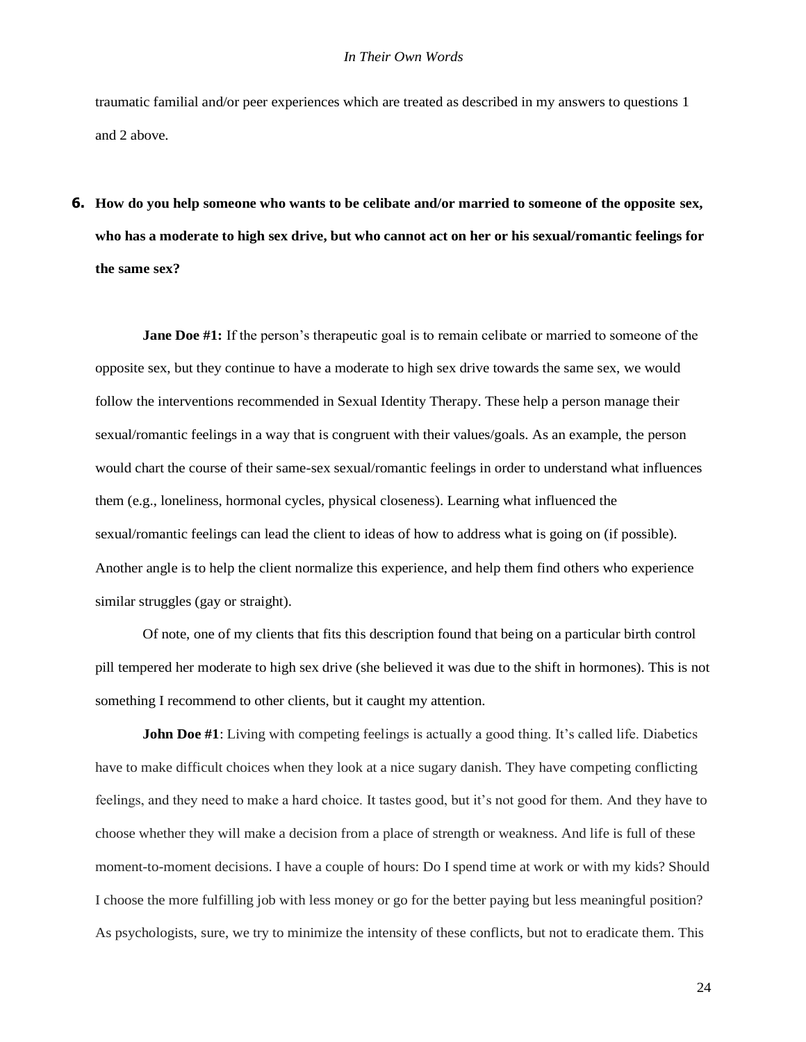traumatic familial and/or peer experiences which are treated as described in my answers to questions 1 and 2 above.

**6. How do you help someone who wants to be celibate and/or married to someone of the opposite sex, who has a moderate to high sex drive, but who cannot act on her or his sexual/romantic feelings for the same sex?**

**Jane Doe #1:** If the person's therapeutic goal is to remain celibate or married to someone of the opposite sex, but they continue to have a moderate to high sex drive towards the same sex, we would follow the interventions recommended in Sexual Identity Therapy. These help a person manage their sexual/romantic feelings in a way that is congruent with their values/goals. As an example, the person would chart the course of their same-sex sexual/romantic feelings in order to understand what influences them (e.g., loneliness, hormonal cycles, physical closeness). Learning what influenced the sexual/romantic feelings can lead the client to ideas of how to address what is going on (if possible). Another angle is to help the client normalize this experience, and help them find others who experience similar struggles (gay or straight).

Of note, one of my clients that fits this description found that being on a particular birth control pill tempered her moderate to high sex drive (she believed it was due to the shift in hormones). This is not something I recommend to other clients, but it caught my attention.

**John Doe #1**: Living with competing feelings is actually a good thing. It's called life. Diabetics have to make difficult choices when they look at a nice sugary danish. They have competing conflicting feelings, and they need to make a hard choice. It tastes good, but it's not good for them. And they have to choose whether they will make a decision from a place of strength or weakness. And life is full of these moment-to-moment decisions. I have a couple of hours: Do I spend time at work or with my kids? Should I choose the more fulfilling job with less money or go for the better paying but less meaningful position? As psychologists, sure, we try to minimize the intensity of these conflicts, but not to eradicate them. This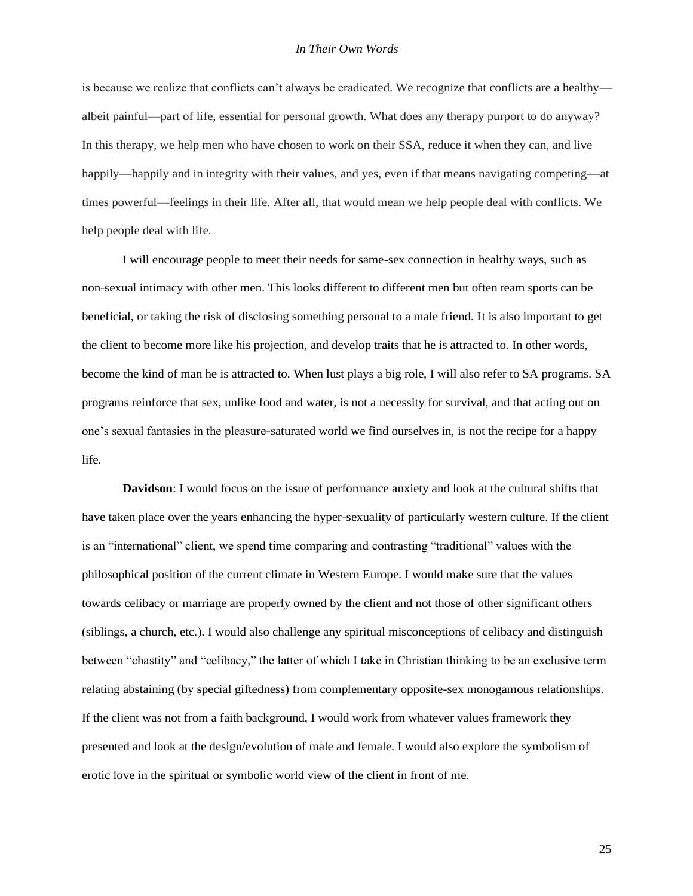is because we realize that conflicts can't always be eradicated. We recognize that conflicts are a healthy—albeit painful—part of life, essential for personal growth. What does any therapy purport to do anyway? In this therapy, we help men who have chosen to work on their SSA, reduce it when they can, and live happily—happily and in integrity with their values, and yes, even if that means navigating competing—at times powerful—feelings in their life. After all, that would mean we help people deal with conflicts. We help people deal with life.

I will encourage people to meet their needs for same-sex connection in healthy ways, such as non-sexual intimacy with other men. This looks different to different men but often team sports can be beneficial, or taking the risk of disclosing something personal to a male friend. It is also important to get the client to become more like his projection, and develop traits that he is attracted to. In other words, become the kind of man he is attracted to. When lust plays a big role, I will also refer to SA programs. SA programs reinforce that sex, unlike food and water, is not a necessity for survival, and that acting out on one's sexual fantasies in the pleasure-saturated world we find ourselves in, is not the recipe for a happy life.

**Davidson**: I would focus on the issue of performance anxiety and look at the cultural shifts that have taken place over the years enhancing the hyper-sexuality of particularly western culture. If the client is an "international" client, we spend time comparing and contrasting "traditional" values with the philosophical position of the current climate in Western Europe. I would make sure that the values towards celibacy or marriage are properly owned by the client and not those of other significant others (siblings, a church, etc.). I would also challenge any spiritual misconceptions of celibacy and distinguish between "chastity" and "celibacy," the latter of which I take in Christian thinking to be an exclusive term relating abstaining (by special giftedness) from complementary opposite-sex monogamous relationships. If the client was not from a faith background, I would work from whatever values framework they presented and look at the design/evolution of male and female. I would also explore the symbolism of erotic love in the spiritual or symbolic world view of the client in front of me.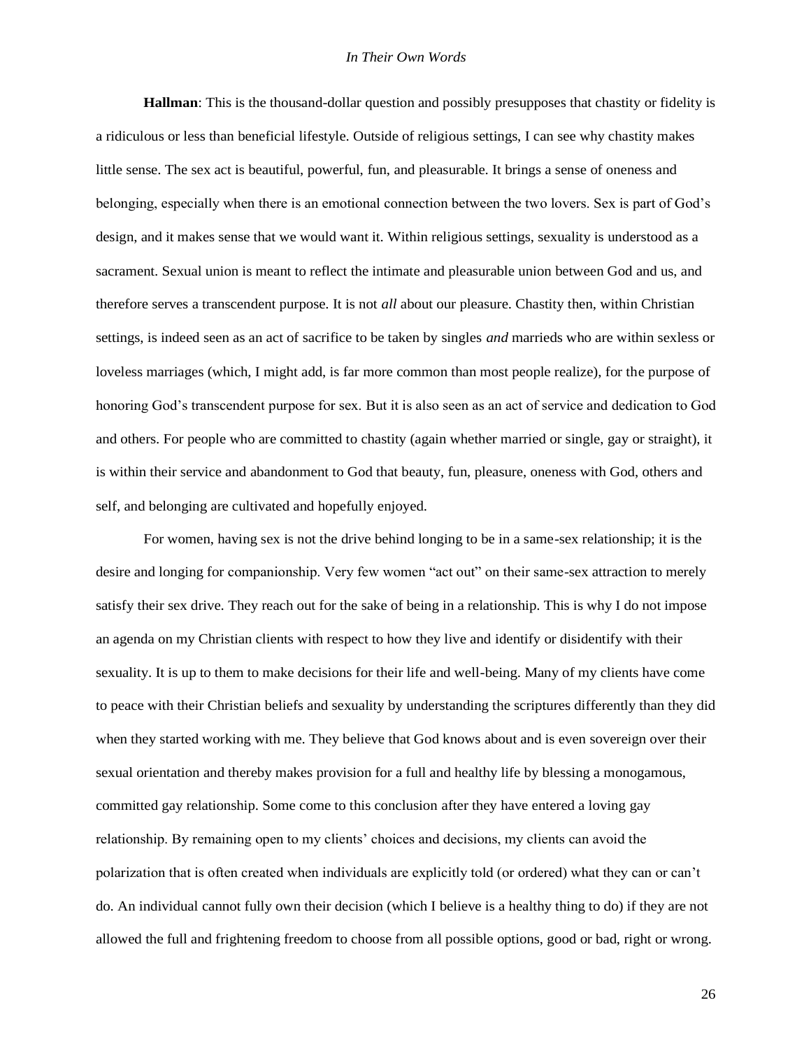**Hallman**: This is the thousand-dollar question and possibly presupposes that chastity or fidelity is a ridiculous or less than beneficial lifestyle. Outside of religious settings, I can see why chastity makes little sense. The sex act is beautiful, powerful, fun, and pleasurable. It brings a sense of oneness and belonging, especially when there is an emotional connection between the two lovers. Sex is part of God's design, and it makes sense that we would want it. Within religious settings, sexuality is understood as a sacrament. Sexual union is meant to reflect the intimate and pleasurable union between God and us, and therefore serves a transcendent purpose. It is not *all* about our pleasure. Chastity then, within Christian settings, is indeed seen as an act of sacrifice to be taken by singles *and* marrieds who are within sexless or loveless marriages (which, I might add, is far more common than most people realize), for the purpose of honoring God's transcendent purpose for sex. But it is also seen as an act of service and dedication to God and others. For people who are committed to chastity (again whether married or single, gay or straight), it is within their service and abandonment to God that beauty, fun, pleasure, oneness with God, others and self, and belonging are cultivated and hopefully enjoyed.

For women, having sex is not the drive behind longing to be in a same-sex relationship; it is the desire and longing for companionship. Very few women "act out" on their same-sex attraction to merely satisfy their sex drive. They reach out for the sake of being in a relationship. This is why I do not impose an agenda on my Christian clients with respect to how they live and identify or disidentify with their sexuality. It is up to them to make decisions for their life and well-being. Many of my clients have come to peace with their Christian beliefs and sexuality by understanding the scriptures differently than they did when they started working with me. They believe that God knows about and is even sovereign over their sexual orientation and thereby makes provision for a full and healthy life by blessing a monogamous, committed gay relationship. Some come to this conclusion after they have entered a loving gay relationship. By remaining open to my clients' choices and decisions, my clients can avoid the polarization that is often created when individuals are explicitly told (or ordered) what they can or can't do. An individual cannot fully own their decision (which I believe is a healthy thing to do) if they are not allowed the full and frightening freedom to choose from all possible options, good or bad, right or wrong.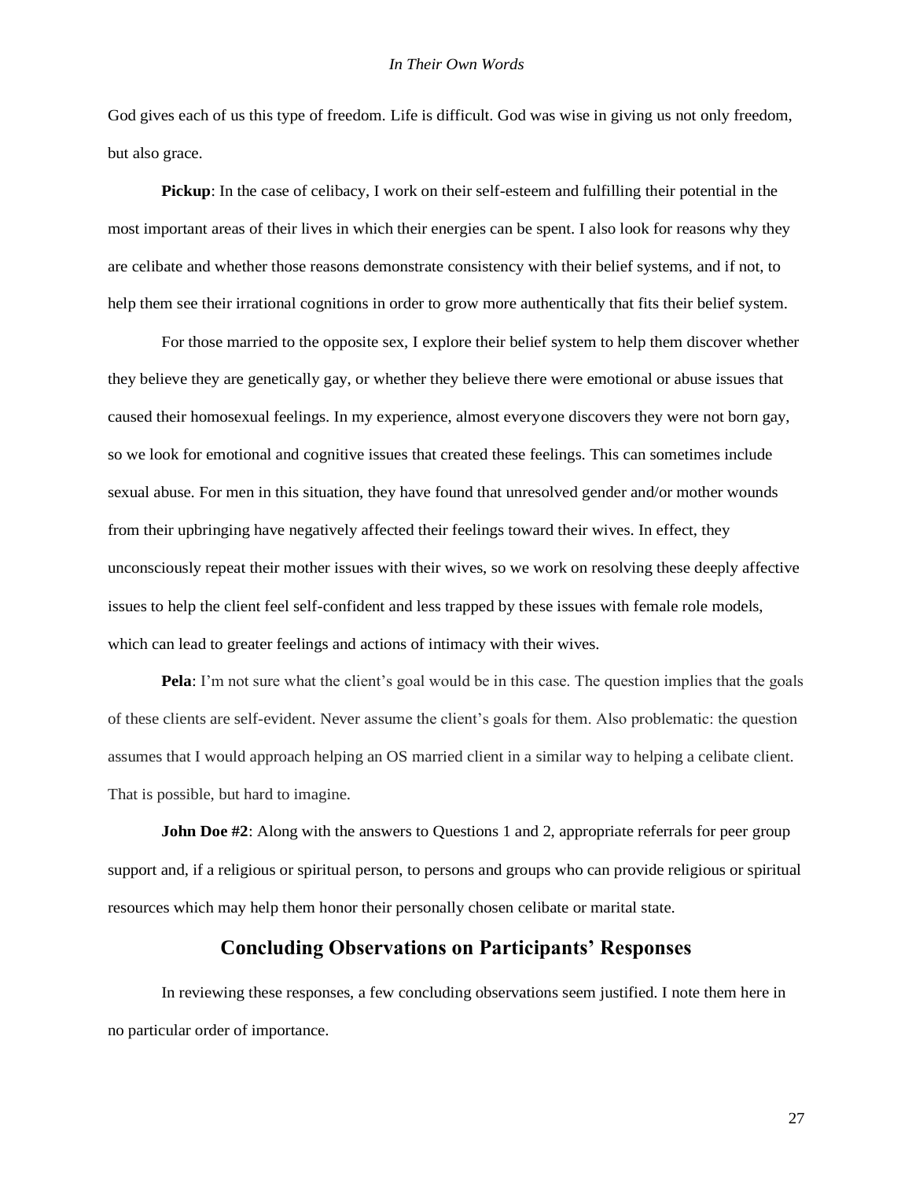God gives each of us this type of freedom. Life is difficult. God was wise in giving us not only freedom, but also grace.

**Pickup**: In the case of celibacy, I work on their self-esteem and fulfilling their potential in the most important areas of their lives in which their energies can be spent. I also look for reasons why they are celibate and whether those reasons demonstrate consistency with their belief systems, and if not, to help them see their irrational cognitions in order to grow more authentically that fits their belief system.

For those married to the opposite sex, I explore their belief system to help them discover whether they believe they are genetically gay, or whether they believe there were emotional or abuse issues that caused their homosexual feelings. In my experience, almost everyone discovers they were not born gay, so we look for emotional and cognitive issues that created these feelings. This can sometimes include sexual abuse. For men in this situation, they have found that unresolved gender and/or mother wounds from their upbringing have negatively affected their feelings toward their wives. In effect, they unconsciously repeat their mother issues with their wives, so we work on resolving these deeply affective issues to help the client feel self-confident and less trapped by these issues with female role models, which can lead to greater feelings and actions of intimacy with their wives.

**Pela**: I'm not sure what the client's goal would be in this case. The question implies that the goals of these clients are self-evident. Never assume the client's goals for them. Also problematic: the question assumes that I would approach helping an OS married client in a similar way to helping a celibate client. That is possible, but hard to imagine.

**John Doe #2**: Along with the answers to Questions 1 and 2, appropriate referrals for peer group support and, if a religious or spiritual person, to persons and groups who can provide religious or spiritual resources which may help them honor their personally chosen celibate or marital state.

## Concluding Observations on Participants' Responses

In reviewing these responses, a few concluding observations seem justified. I note them here in no particular order of importance.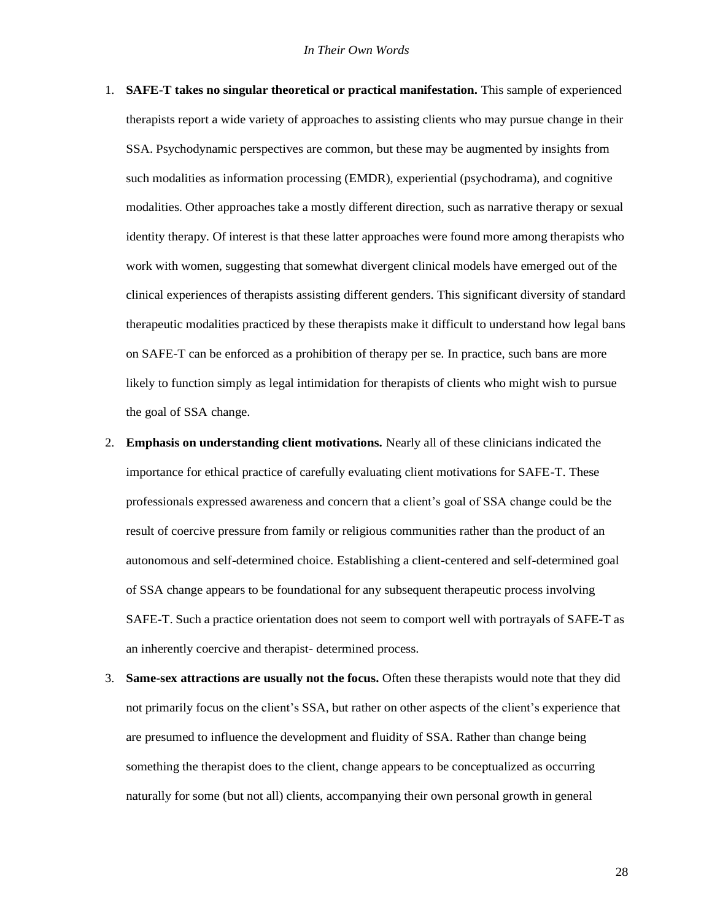1. **SAFE-T takes no singular theoretical or practical manifestation.** This sample of experienced therapists report a wide variety of approaches to assisting clients who may pursue change in their SSA. Psychodynamic perspectives are common, but these may be augmented by insights from such modalities as information processing (EMDR), experiential (psychodrama), and cognitive modalities. Other approaches take a mostly different direction, such as narrative therapy or sexual identity therapy. Of interest is that these latter approaches were found more among therapists who work with women, suggesting that somewhat divergent clinical models have emerged out of the clinical experiences of therapists assisting different genders. This significant diversity of standard therapeutic modalities practiced by these therapists make it difficult to understand how legal bans on SAFE-T can be enforced as a prohibition of therapy per se. In practice, such bans are more likely to function simply as legal intimidation for therapists of clients who might wish to pursue the goal of SSA change.

2. **Emphasis on understanding client motivations.** Nearly all of these clinicians indicated the importance for ethical practice of carefully evaluating client motivations for SAFE-T. These professionals expressed awareness and concern that a client's goal of SSA change could be the result of coercive pressure from family or religious communities rather than the product of an autonomous and self-determined choice. Establishing a client-centered and self-determined goal of SSA change appears to be foundational for any subsequent therapeutic process involving SAFE-T. Such a practice orientation does not seem to comport well with portrayals of SAFE-T as an inherently coercive and therapist- determined process.

3. **Same-sex attractions are usually not the focus.** Often these therapists would note that they did not primarily focus on the client's SSA, but rather on other aspects of the client's experience that are presumed to influence the development and fluidity of SSA. Rather than change being something the therapist does to the client, change appears to be conceptualized as occurring naturally for some (but not all) clients, accompanying their own personal growth in general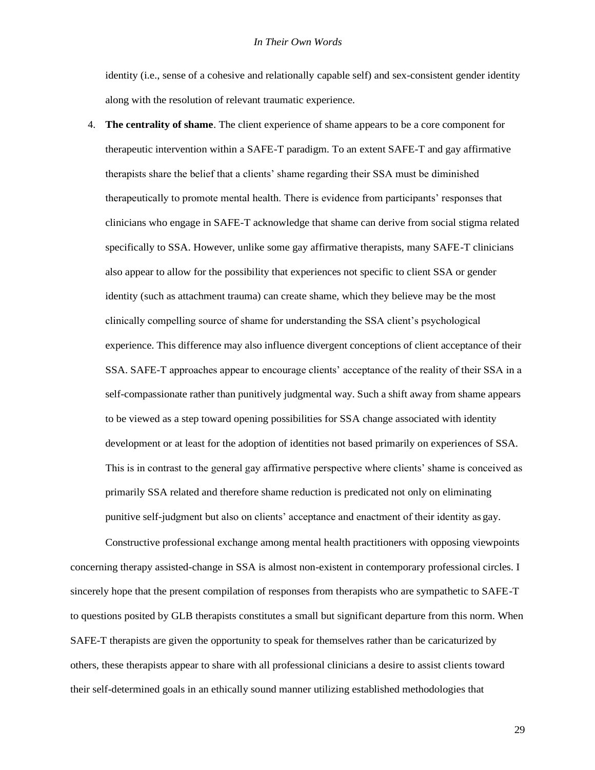identity (i.e., sense of a cohesive and relationally capable self) and sex-consistent gender identity along with the resolution of relevant traumatic experience.

4. **The centrality of shame**. The client experience of shame appears to be a core component for therapeutic intervention within a SAFE-T paradigm. To an extent SAFE-T and gay affirmative therapists share the belief that a clients' shame regarding their SSA must be diminished therapeutically to promote mental health. There is evidence from participants' responses that clinicians who engage in SAFE-T acknowledge that shame can derive from social stigma related specifically to SSA. However, unlike some gay affirmative therapists, many SAFE-T clinicians also appear to allow for the possibility that experiences not specific to client SSA or gender identity (such as attachment trauma) can create shame, which they believe may be the most clinically compelling source of shame for understanding the SSA client's psychological experience. This difference may also influence divergent conceptions of client acceptance of their SSA. SAFE-T approaches appear to encourage clients' acceptance of the reality of their SSA in a self-compassionate rather than punitively judgmental way. Such a shift away from shame appears to be viewed as a step toward opening possibilities for SSA change associated with identity development or at least for the adoption of identities not based primarily on experiences of SSA. This is in contrast to the general gay affirmative perspective where clients' shame is conceived as primarily SSA related and therefore shame reduction is predicated not only on eliminating punitive self-judgment but also on clients' acceptance and enactment of their identity as gay.

Constructive professional exchange among mental health practitioners with opposing viewpoints concerning therapy assisted-change in SSA is almost non-existent in contemporary professional circles. I sincerely hope that the present compilation of responses from therapists who are sympathetic to SAFE-T to questions posited by GLB therapists constitutes a small but significant departure from this norm. When SAFE-T therapists are given the opportunity to speak for themselves rather than be caricaturized by others, these therapists appear to share with all professional clinicians a desire to assist clients toward their self-determined goals in an ethically sound manner utilizing established methodologies that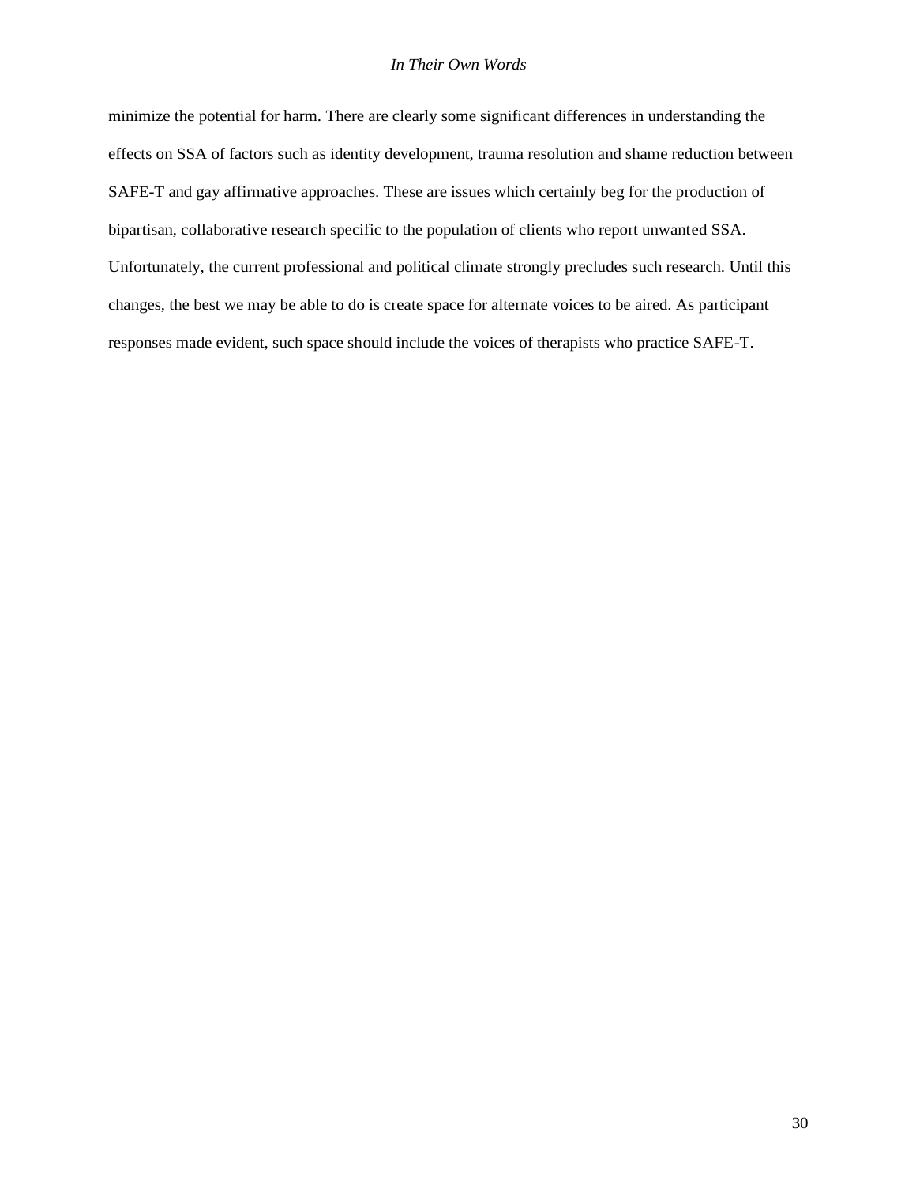minimize the potential for harm. There are clearly some significant differences in understanding the effects on SSA of factors such as identity development, trauma resolution and shame reduction between SAFE-T and gay affirmative approaches. These are issues which certainly beg for the production of bipartisan, collaborative research specific to the population of clients who report unwanted SSA. Unfortunately, the current professional and political climate strongly precludes such research. Until this changes, the best we may be able to do is create space for alternate voices to be aired. As participant responses made evident, such space should include the voices of therapists who practice SAFE-T.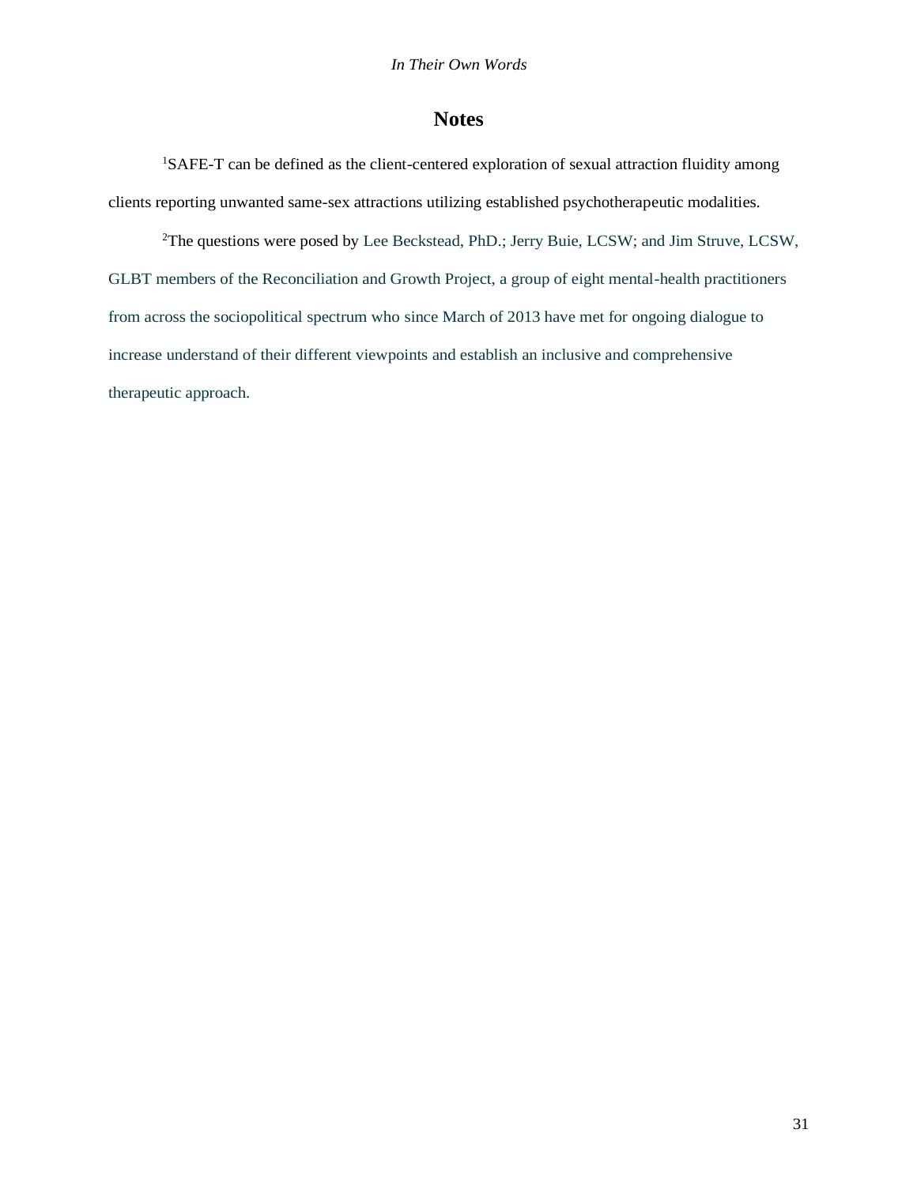## Notes

[1]SAFE-T can be defined as the client-centered exploration of sexual attraction fluidity among clients reporting unwanted same-sex attractions utilizing established psychotherapeutic modalities.

[2]The questions were posed by Lee Beckstead, PhD.; Jerry Buie, LCSW; and Jim Struve, LCSW, GLBT members of the Reconciliation and Growth Project, a group of eight mental-health practitioners from across the sociopolitical spectrum who since March of 2013 have met for ongoing dialogue to increase understand of their different viewpoints and establish an inclusive and comprehensive therapeutic approach.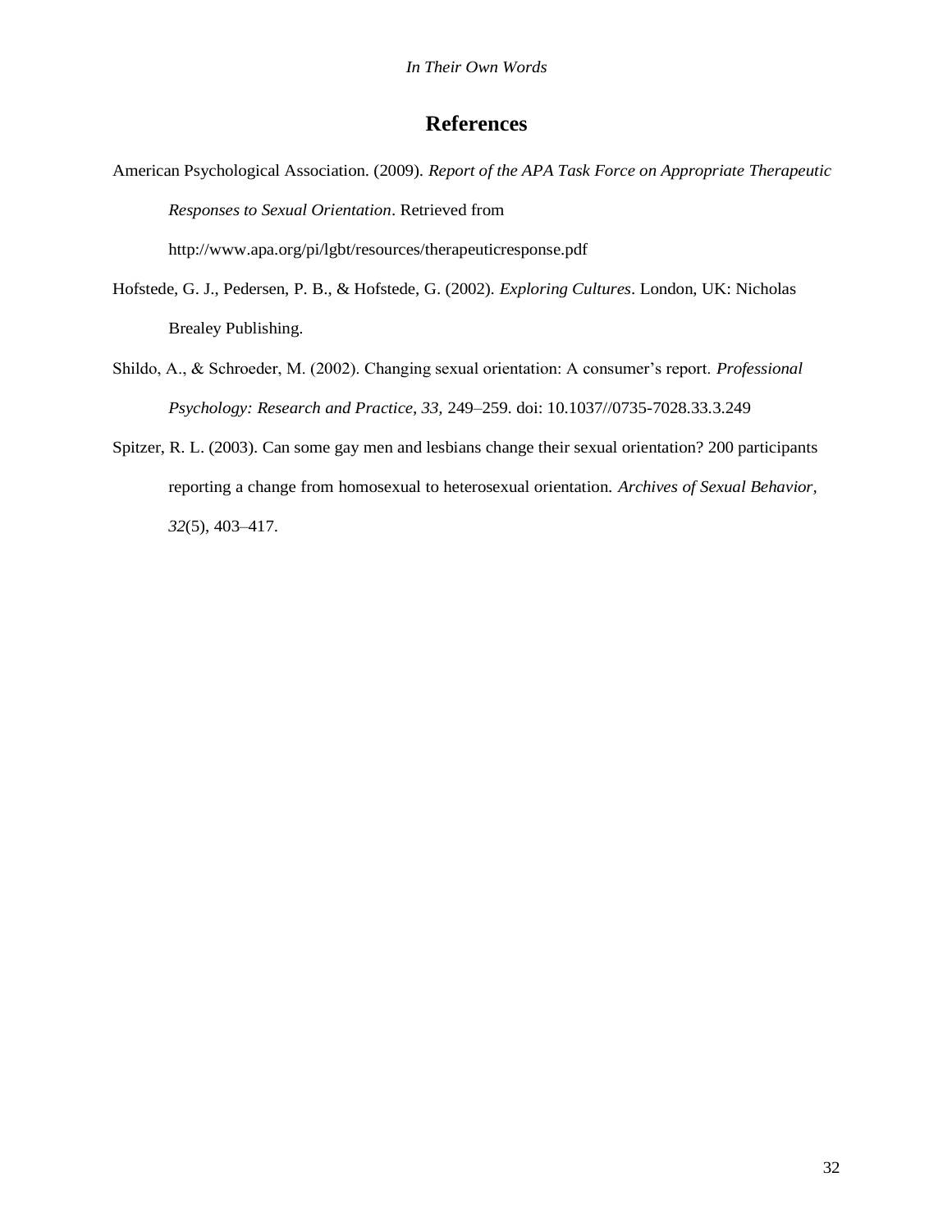# References

American Psychological Association. (2009). *Report of the APA Task Force on Appropriate Therapeutic Responses to Sexual Orientation*. Retrieved from http://www.apa.org/pi/lgbt/resources/therapeuticresponse.pdf

Hofstede, G. J., Pedersen, P. B., & Hofstede, G. (2002). *Exploring Cultures*. London, UK: Nicholas Brealey Publishing.

Shildo, A., & Schroeder, M. (2002). Changing sexual orientation: A consumer's report. *Professional Psychology: Research and Practice, 33,* 249–259. doi: 10.1037//0735-7028.33.3.249

Spitzer, R. L. (2003). Can some gay men and lesbians change their sexual orientation? 200 participants reporting a change from homosexual to heterosexual orientation. *Archives of Sexual Behavior, 32*(5), 403–417.